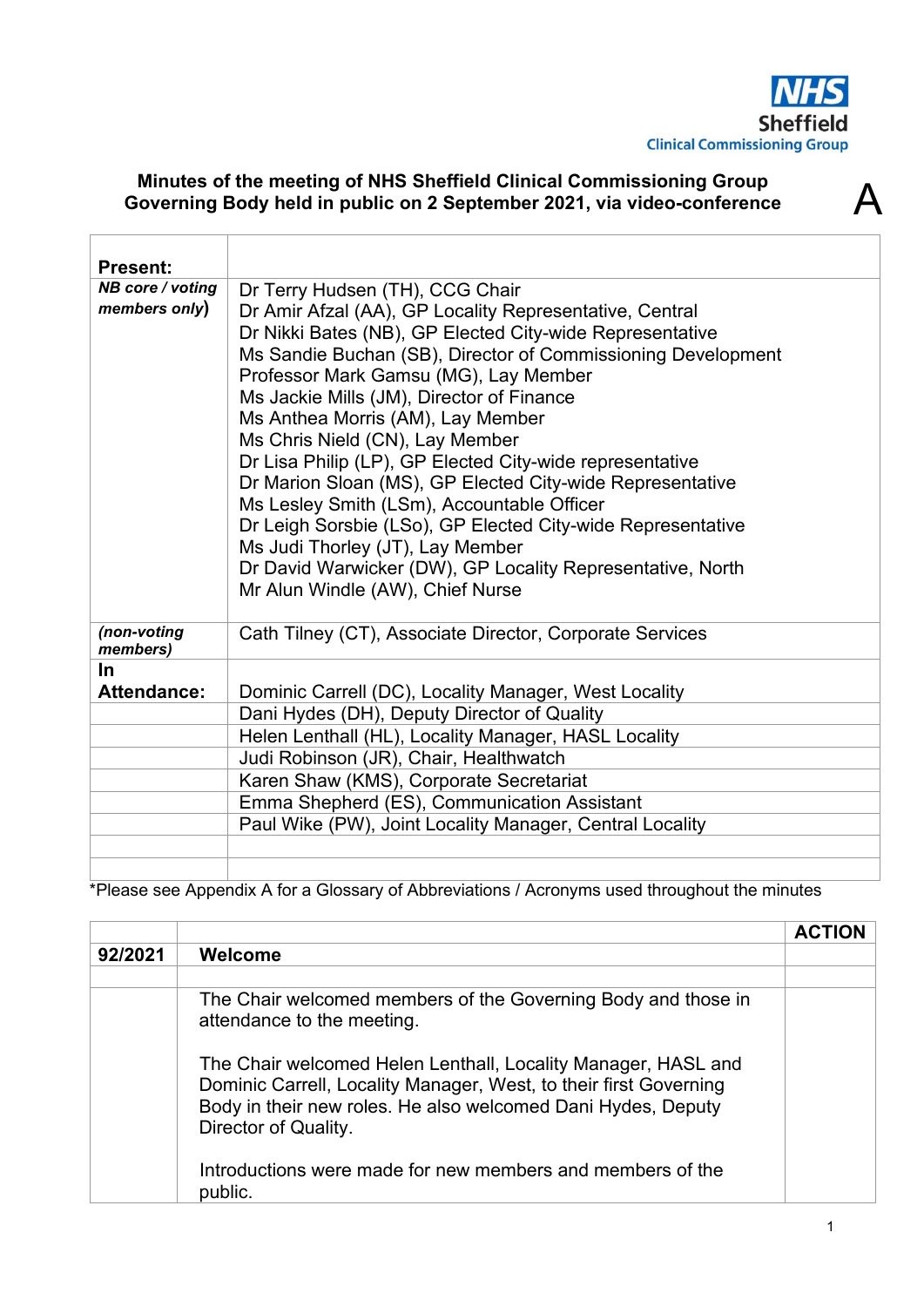NHS Sheffield Clinical Commissioning Group

**Minutes of the meeting of NHS Sheffield Clinical Commissioning Group Governing Body held in public on 2 September 2021, via video-conference**

A

| **Present:** | |
|---|---|
| ***NB core / voting members only)*** | Dr Terry Hudsen (TH), CCG Chair<br>Dr Amir Afzal (AA), GP Locality Representative, Central<br>Dr Nikki Bates (NB), GP Elected City-wide Representative<br>Ms Sandie Buchan (SB), Director of Commissioning Development<br>Professor Mark Gamsu (MG), Lay Member<br>Ms Jackie Mills (JM), Director of Finance<br>Ms Anthea Morris (AM), Lay Member<br>Ms Chris Nield (CN), Lay Member<br>Dr Lisa Philip (LP), GP Elected City-wide representative<br>Dr Marion Sloan (MS), GP Elected City-wide Representative<br>Ms Lesley Smith (LSm), Accountable Officer<br>Dr Leigh Sorsbie (LSo), GP Elected City-wide Representative<br>Ms Judi Thorley (JT), Lay Member<br>Dr David Warwicker (DW), GP Locality Representative, North<br>Mr Alun Windle (AW), Chief Nurse |
| ***(non-voting members)*** | Cath Tilney (CT), Associate Director, Corporate Services |
| **In Attendance:** | Dominic Carrell (DC), Locality Manager, West Locality |
| | Dani Hydes (DH), Deputy Director of Quality |
| | Helen Lenthall (HL), Locality Manager, HASL Locality |
| | Judi Robinson (JR), Chair, Healthwatch |
| | Karen Shaw (KMS), Corporate Secretariat |
| | Emma Shepherd (ES), Communication Assistant |
| | Paul Wike (PW), Joint Locality Manager, Central Locality |
| | |
| | |

*Please see Appendix A for a Glossary of Abbreviations / Acronyms used throughout the minutes

| | | **ACTION** |
|---|---|---|
| **92/2021** | **Welcome** | |
| | | |
| | The Chair welcomed members of the Governing Body and those in attendance to the meeting.<br><br>The Chair welcomed Helen Lenthall, Locality Manager, HASL and Dominic Carrell, Locality Manager, West, to their first Governing Body in their new roles. He also welcomed Dani Hydes, Deputy Director of Quality.<br><br>Introductions were made for new members and members of the public. | |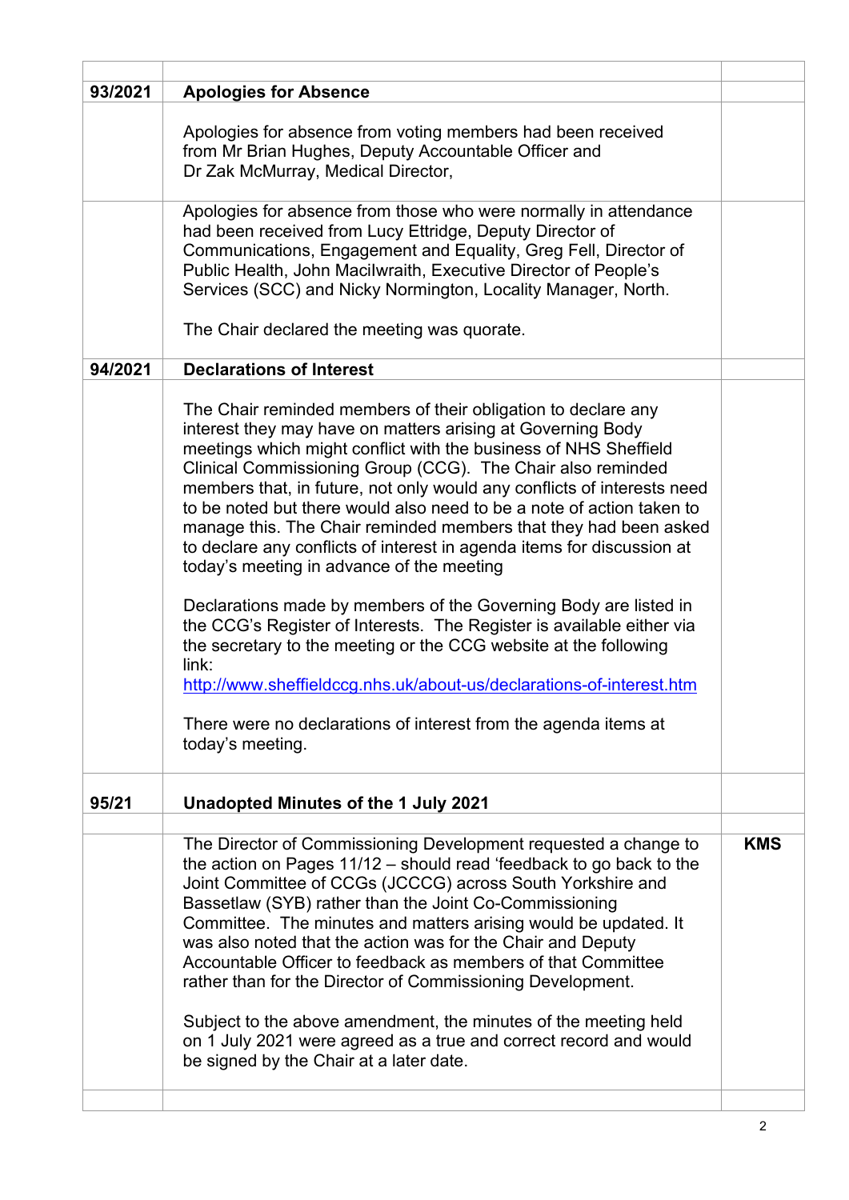| | | |
|---|---|---|
| **93/2021** | **Apologies for Absence** | |
| | Apologies for absence from voting members had been received from Mr Brian Hughes, Deputy Accountable Officer and Dr Zak McMurray, Medical Director, | |
| | Apologies for absence from those who were normally in attendance had been received from Lucy Ettridge, Deputy Director of Communications, Engagement and Equality, Greg Fell, Director of Public Health, John Macilwraith, Executive Director of People's Services (SCC) and Nicky Normington, Locality Manager, North.<br><br>The Chair declared the meeting was quorate. | |
| **94/2021** | **Declarations of Interest** | |
| | The Chair reminded members of their obligation to declare any interest they may have on matters arising at Governing Body meetings which might conflict with the business of NHS Sheffield Clinical Commissioning Group (CCG). The Chair also reminded members that, in future, not only would any conflicts of interests need to be noted but there would also need to be a note of action taken to manage this. The Chair reminded members that they had been asked to declare any conflicts of interest in agenda items for discussion at today's meeting in advance of the meeting<br><br>Declarations made by members of the Governing Body are listed in the CCG's Register of Interests. The Register is available either via the secretary to the meeting or the CCG website at the following link:<br>http://www.sheffieldccg.nhs.uk/about-us/declarations-of-interest.htm<br><br>There were no declarations of interest from the agenda items at today's meeting. | |
| **95/21** | **Unadopted Minutes of the 1 July 2021** | |
| | | |
| | The Director of Commissioning Development requested a change to the action on Pages 11/12 – should read 'feedback to go back to the Joint Committee of CCGs (JCCCG) across South Yorkshire and Bassetlaw (SYB) rather than the Joint Co-Commissioning Committee. The minutes and matters arising would be updated. It was also noted that the action was for the Chair and Deputy Accountable Officer to feedback as members of that Committee rather than for the Director of Commissioning Development.<br><br>Subject to the above amendment, the minutes of the meeting held on 1 July 2021 were agreed as a true and correct record and would be signed by the Chair at a later date. | **KMS** |
| | | |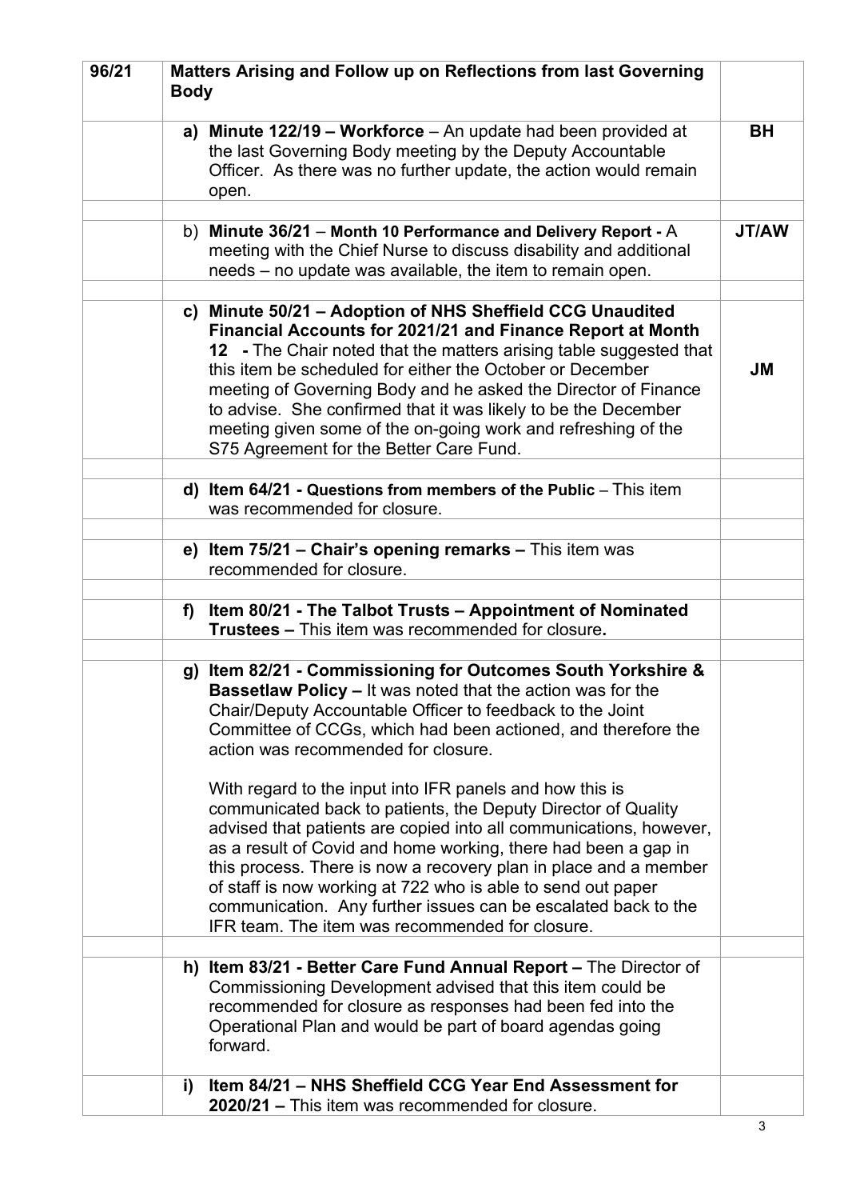| 96/21 | **Matters Arising and Follow up on Reflections from last Governing Body** | |
|---|---|---|
| | **a) Minute 122/19 – Workforce** – An update had been provided at the last Governing Body meeting by the Deputy Accountable Officer. As there was no further update, the action would remain open. | **BH** |
| | b) **Minute 36/21** – **Month 10 Performance and Delivery Report -** A meeting with the Chief Nurse to discuss disability and additional needs – no update was available, the item to remain open. | **JT/AW** |
| | **c) Minute 50/21 – Adoption of NHS Sheffield CCG Unaudited Financial Accounts for 2021/21 and Finance Report at Month 12 -** The Chair noted that the matters arising table suggested that this item be scheduled for either the October or December meeting of Governing Body and he asked the Director of Finance to advise. She confirmed that it was likely to be the December meeting given some of the on-going work and refreshing of the S75 Agreement for the Better Care Fund. | **JM** |
| | **d) Item 64/21 - Questions from members of the Public** – This item was recommended for closure. | |
| | **e) Item 75/21 – Chair's opening remarks –** This item was recommended for closure. | |
| | **f) Item 80/21 - The Talbot Trusts – Appointment of Nominated Trustees –** This item was recommended for closure**.** | |
| | **g) Item 82/21 - Commissioning for Outcomes South Yorkshire & Bassetlaw Policy –** It was noted that the action was for the Chair/Deputy Accountable Officer to feedback to the Joint Committee of CCGs, which had been actioned, and therefore the action was recommended for closure.<br><br>With regard to the input into IFR panels and how this is communicated back to patients, the Deputy Director of Quality advised that patients are copied into all communications, however, as a result of Covid and home working, there had been a gap in this process. There is now a recovery plan in place and a member of staff is now working at 722 who is able to send out paper communication. Any further issues can be escalated back to the IFR team. The item was recommended for closure. | |
| | **h) Item 83/21 - Better Care Fund Annual Report –** The Director of Commissioning Development advised that this item could be recommended for closure as responses had been fed into the Operational Plan and would be part of board agendas going forward. | |
| | **i) Item 84/21 – NHS Sheffield CCG Year End Assessment for 2020/21 –** This item was recommended for closure. | |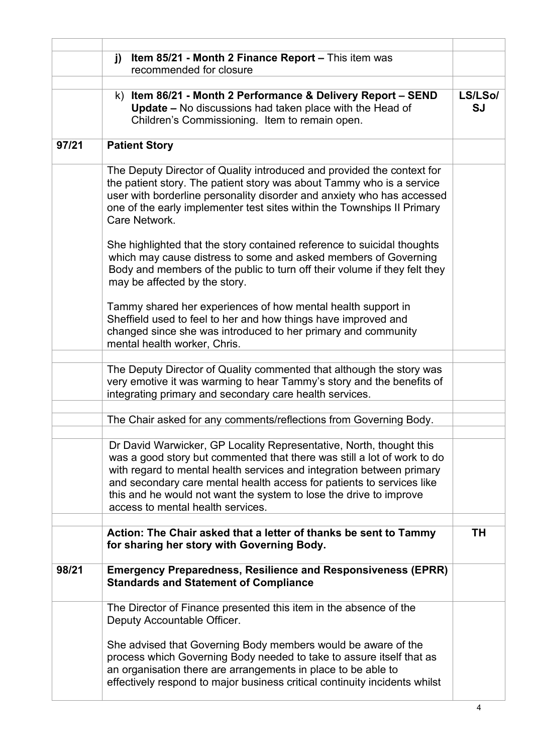| | | |
|---|---|---|
| | **j) Item 85/21 - Month 2 Finance Report –** This item was recommended for closure | |
| | | |
| | k) **Item 86/21 - Month 2 Performance & Delivery Report – SEND Update –** No discussions had taken place with the Head of Children's Commissioning. Item to remain open. | **LS/LSo/ SJ** |
| **97/21** | **Patient Story** | |
| | The Deputy Director of Quality introduced and provided the context for the patient story. The patient story was about Tammy who is a service user with borderline personality disorder and anxiety who has accessed one of the early implementer test sites within the Townships II Primary Care Network.<br><br>She highlighted that the story contained reference to suicidal thoughts which may cause distress to some and asked members of Governing Body and members of the public to turn off their volume if they felt they may be affected by the story.<br><br>Tammy shared her experiences of how mental health support in Sheffield used to feel to her and how things have improved and changed since she was introduced to her primary and community mental health worker, Chris. | |
| | | |
| | The Deputy Director of Quality commented that although the story was very emotive it was warming to hear Tammy's story and the benefits of integrating primary and secondary care health services. | |
| | | |
| | The Chair asked for any comments/reflections from Governing Body. | |
| | | |
| | Dr David Warwicker, GP Locality Representative, North, thought this was a good story but commented that there was still a lot of work to do with regard to mental health services and integration between primary and secondary care mental health access for patients to services like this and he would not want the system to lose the drive to improve access to mental health services. | |
| | | |
| | **Action: The Chair asked that a letter of thanks be sent to Tammy for sharing her story with Governing Body.** | **TH** |
| **98/21** | **Emergency Preparedness, Resilience and Responsiveness (EPRR) Standards and Statement of Compliance** | |
| | The Director of Finance presented this item in the absence of the Deputy Accountable Officer.<br><br>She advised that Governing Body members would be aware of the process which Governing Body needed to take to assure itself that as an organisation there are arrangements in place to be able to effectively respond to major business critical continuity incidents whilst | |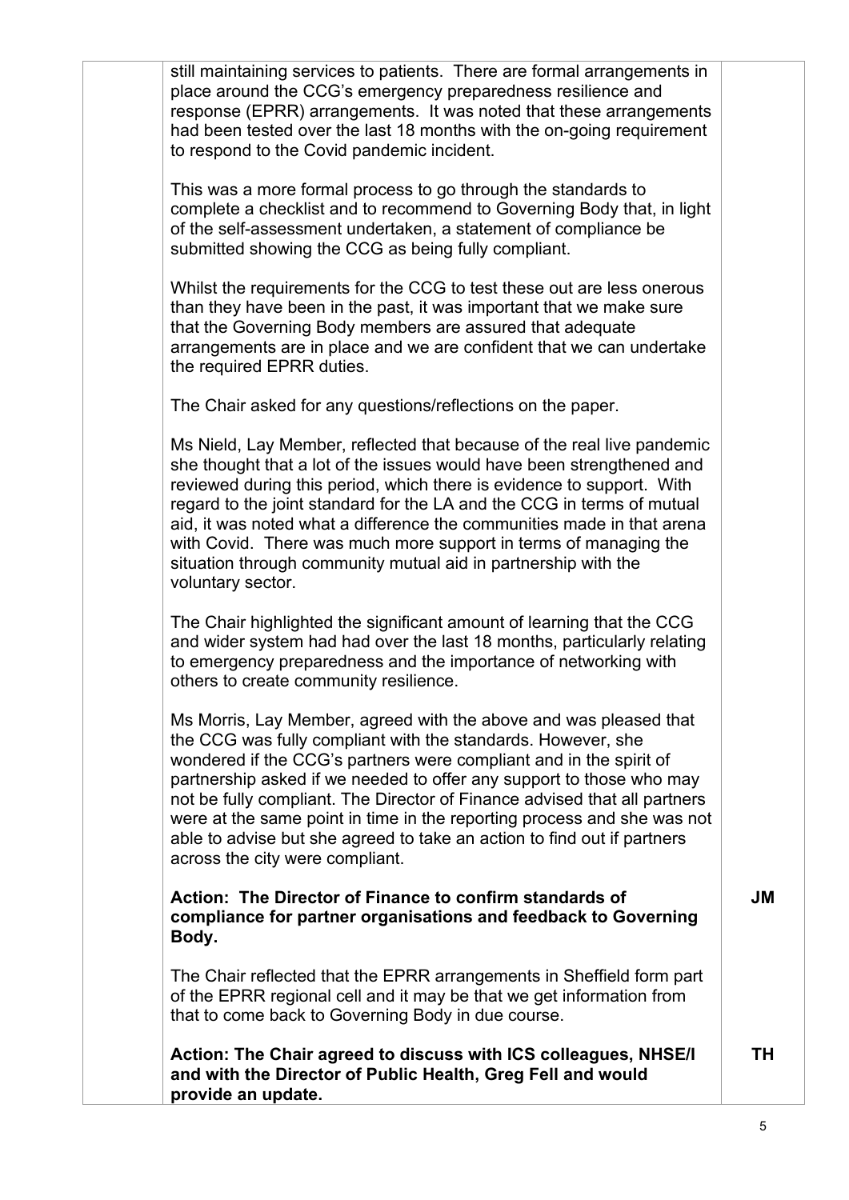still maintaining services to patients. There are formal arrangements in place around the CCG's emergency preparedness resilience and response (EPRR) arrangements. It was noted that these arrangements had been tested over the last 18 months with the on-going requirement to respond to the Covid pandemic incident.

This was a more formal process to go through the standards to complete a checklist and to recommend to Governing Body that, in light of the self-assessment undertaken, a statement of compliance be submitted showing the CCG as being fully compliant.

Whilst the requirements for the CCG to test these out are less onerous than they have been in the past, it was important that we make sure that the Governing Body members are assured that adequate arrangements are in place and we are confident that we can undertake the required EPRR duties.

The Chair asked for any questions/reflections on the paper.

Ms Nield, Lay Member, reflected that because of the real live pandemic she thought that a lot of the issues would have been strengthened and reviewed during this period, which there is evidence to support. With regard to the joint standard for the LA and the CCG in terms of mutual aid, it was noted what a difference the communities made in that arena with Covid. There was much more support in terms of managing the situation through community mutual aid in partnership with the voluntary sector.

The Chair highlighted the significant amount of learning that the CCG and wider system had had over the last 18 months, particularly relating to emergency preparedness and the importance of networking with others to create community resilience.

Ms Morris, Lay Member, agreed with the above and was pleased that the CCG was fully compliant with the standards. However, she wondered if the CCG's partners were compliant and in the spirit of partnership asked if we needed to offer any support to those who may not be fully compliant. The Director of Finance advised that all partners were at the same point in time in the reporting process and she was not able to advise but she agreed to take an action to find out if partners across the city were compliant.

**Action: The Director of Finance to confirm standards of compliance for partner organisations and feedback to Governing Body.** **JM**

The Chair reflected that the EPRR arrangements in Sheffield form part of the EPRR regional cell and it may be that we get information from that to come back to Governing Body in due course.

**Action: The Chair agreed to discuss with ICS colleagues, NHSE/I and with the Director of Public Health, Greg Fell and would provide an update.** **TH**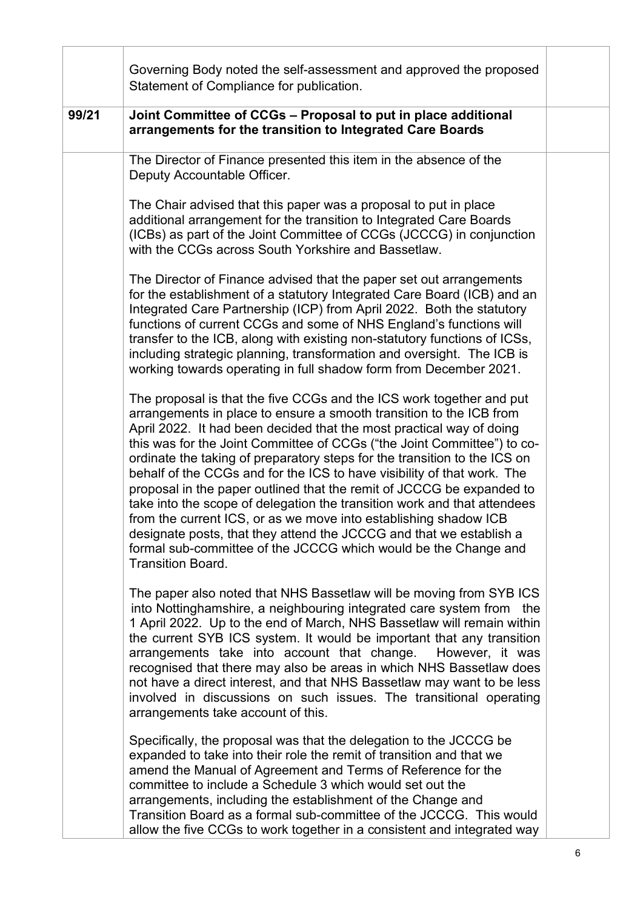| | | |
|---|---|---|
| | Governing Body noted the self-assessment and approved the proposed Statement of Compliance for publication. | |
| **99/21** | **Joint Committee of CCGs – Proposal to put in place additional arrangements for the transition to Integrated Care Boards** | |
| | The Director of Finance presented this item in the absence of the Deputy Accountable Officer.<br><br>The Chair advised that this paper was a proposal to put in place additional arrangement for the transition to Integrated Care Boards (ICBs) as part of the Joint Committee of CCGs (JCCCG) in conjunction with the CCGs across South Yorkshire and Bassetlaw.<br><br>The Director of Finance advised that the paper set out arrangements for the establishment of a statutory Integrated Care Board (ICB) and an Integrated Care Partnership (ICP) from April 2022. Both the statutory functions of current CCGs and some of NHS England's functions will transfer to the ICB, along with existing non-statutory functions of ICSs, including strategic planning, transformation and oversight. The ICB is working towards operating in full shadow form from December 2021.<br><br>The proposal is that the five CCGs and the ICS work together and put arrangements in place to ensure a smooth transition to the ICB from April 2022. It had been decided that the most practical way of doing this was for the Joint Committee of CCGs ("the Joint Committee") to co-ordinate the taking of preparatory steps for the transition to the ICS on behalf of the CCGs and for the ICS to have visibility of that work. The proposal in the paper outlined that the remit of JCCCG be expanded to take into the scope of delegation the transition work and that attendees from the current ICS, or as we move into establishing shadow ICB designate posts, that they attend the JCCCG and that we establish a formal sub-committee of the JCCCG which would be the Change and Transition Board.<br><br>The paper also noted that NHS Bassetlaw will be moving from SYB ICS into Nottinghamshire, a neighbouring integrated care system from the 1 April 2022. Up to the end of March, NHS Bassetlaw will remain within the current SYB ICS system. It would be important that any transition arrangements take into account that change. However, it was recognised that there may also be areas in which NHS Bassetlaw does not have a direct interest, and that NHS Bassetlaw may want to be less involved in discussions on such issues. The transitional operating arrangements take account of this.<br><br>Specifically, the proposal was that the delegation to the JCCCG be expanded to take into their role the remit of transition and that we amend the Manual of Agreement and Terms of Reference for the committee to include a Schedule 3 which would set out the arrangements, including the establishment of the Change and Transition Board as a formal sub-committee of the JCCCG. This would allow the five CCGs to work together in a consistent and integrated way | |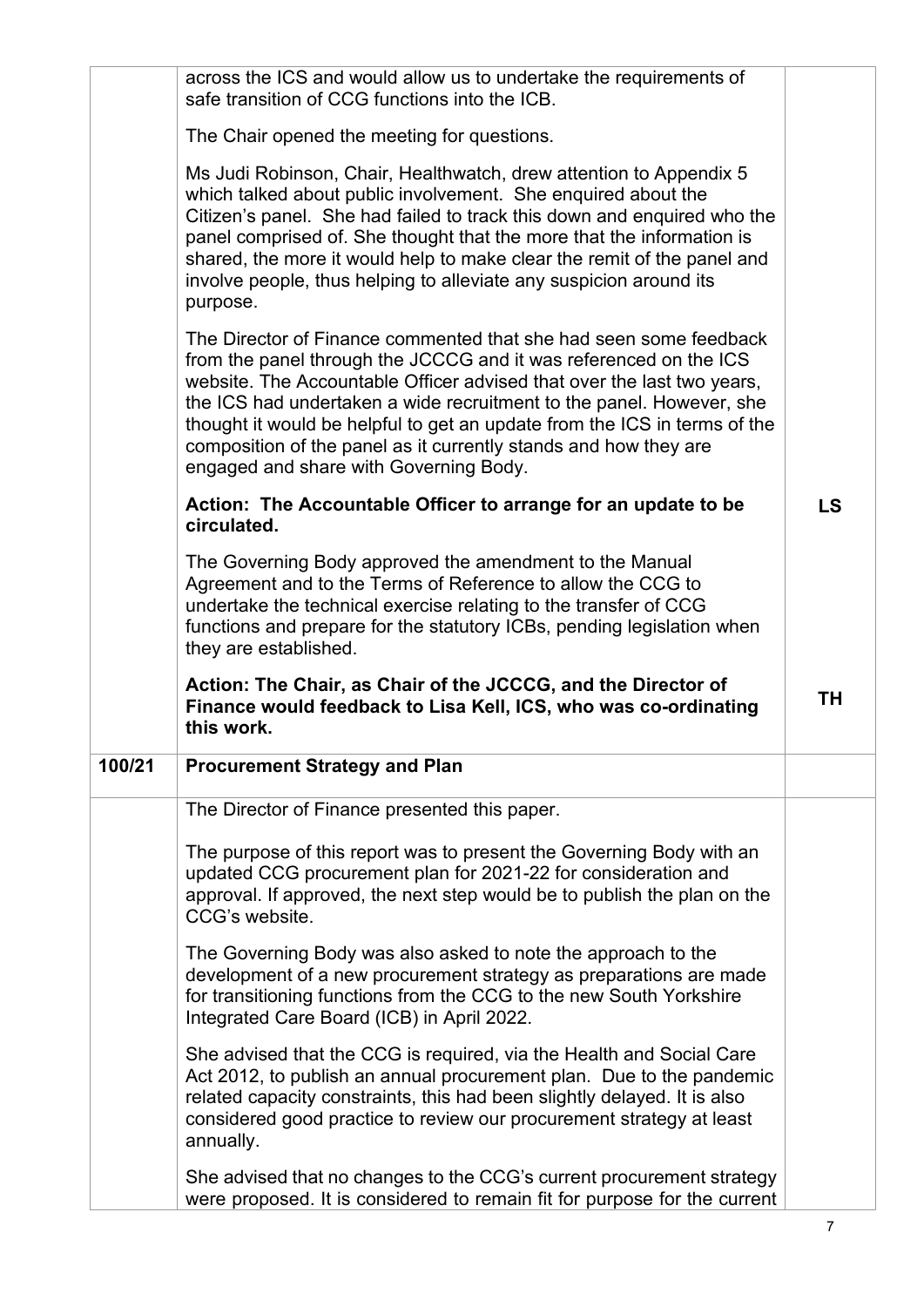| | | |
|---|---|---|
| | across the ICS and would allow us to undertake the requirements of safe transition of CCG functions into the ICB.<br><br>The Chair opened the meeting for questions.<br><br>Ms Judi Robinson, Chair, Healthwatch, drew attention to Appendix 5 which talked about public involvement. She enquired about the Citizen's panel. She had failed to track this down and enquired who the panel comprised of. She thought that the more that the information is shared, the more it would help to make clear the remit of the panel and involve people, thus helping to alleviate any suspicion around its purpose.<br><br>The Director of Finance commented that she had seen some feedback from the panel through the JCCCG and it was referenced on the ICS website. The Accountable Officer advised that over the last two years, the ICS had undertaken a wide recruitment to the panel. However, she thought it would be helpful to get an update from the ICS in terms of the composition of the panel as it currently stands and how they are engaged and share with Governing Body. | |
| | **Action: The Accountable Officer to arrange for an update to be circulated.** | **LS** |
| | The Governing Body approved the amendment to the Manual Agreement and to the Terms of Reference to allow the CCG to undertake the technical exercise relating to the transfer of CCG functions and prepare for the statutory ICBs, pending legislation when they are established. | |
| | **Action: The Chair, as Chair of the JCCCG, and the Director of Finance would feedback to Lisa Kell, ICS, who was co-ordinating this work.** | **TH** |
| **100/21** | **Procurement Strategy and Plan** | |
| | The Director of Finance presented this paper.<br><br>The purpose of this report was to present the Governing Body with an updated CCG procurement plan for 2021-22 for consideration and approval. If approved, the next step would be to publish the plan on the CCG's website.<br><br>The Governing Body was also asked to note the approach to the development of a new procurement strategy as preparations are made for transitioning functions from the CCG to the new South Yorkshire Integrated Care Board (ICB) in April 2022.<br><br>She advised that the CCG is required, via the Health and Social Care Act 2012, to publish an annual procurement plan. Due to the pandemic related capacity constraints, this had been slightly delayed. It is also considered good practice to review our procurement strategy at least annually.<br><br>She advised that no changes to the CCG's current procurement strategy were proposed. It is considered to remain fit for purpose for the current | |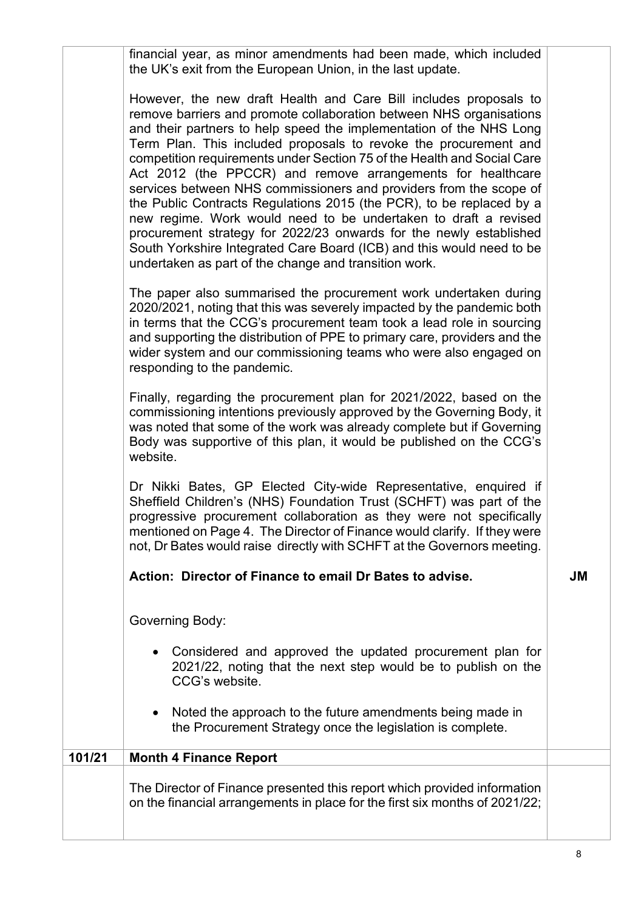| | | |
|---|---|---|
| | financial year, as minor amendments had been made, which included the UK's exit from the European Union, in the last update.<br><br>However, the new draft Health and Care Bill includes proposals to remove barriers and promote collaboration between NHS organisations and their partners to help speed the implementation of the NHS Long Term Plan. This included proposals to revoke the procurement and competition requirements under Section 75 of the Health and Social Care Act 2012 (the PPCCR) and remove arrangements for healthcare services between NHS commissioners and providers from the scope of the Public Contracts Regulations 2015 (the PCR), to be replaced by a new regime. Work would need to be undertaken to draft a revised procurement strategy for 2022/23 onwards for the newly established South Yorkshire Integrated Care Board (ICB) and this would need to be undertaken as part of the change and transition work.<br><br>The paper also summarised the procurement work undertaken during 2020/2021, noting that this was severely impacted by the pandemic both in terms that the CCG's procurement team took a lead role in sourcing and supporting the distribution of PPE to primary care, providers and the wider system and our commissioning teams who were also engaged on responding to the pandemic.<br><br>Finally, regarding the procurement plan for 2021/2022, based on the commissioning intentions previously approved by the Governing Body, it was noted that some of the work was already complete but if Governing Body was supportive of this plan, it would be published on the CCG's website.<br><br>Dr Nikki Bates, GP Elected City-wide Representative, enquired if Sheffield Children's (NHS) Foundation Trust (SCHFT) was part of the progressive procurement collaboration as they were not specifically mentioned on Page 4. The Director of Finance would clarify. If they were not, Dr Bates would raise directly with SCHFT at the Governors meeting.<br><br>**Action: Director of Finance to email Dr Bates to advise.** | **JM** |
| | Governing Body:<br><br>• Considered and approved the updated procurement plan for 2021/22, noting that the next step would be to publish on the CCG's website.<br><br>• Noted the approach to the future amendments being made in the Procurement Strategy once the legislation is complete. | |
| **101/21** | **Month 4 Finance Report** | |
| | The Director of Finance presented this report which provided information on the financial arrangements in place for the first six months of 2021/22; | |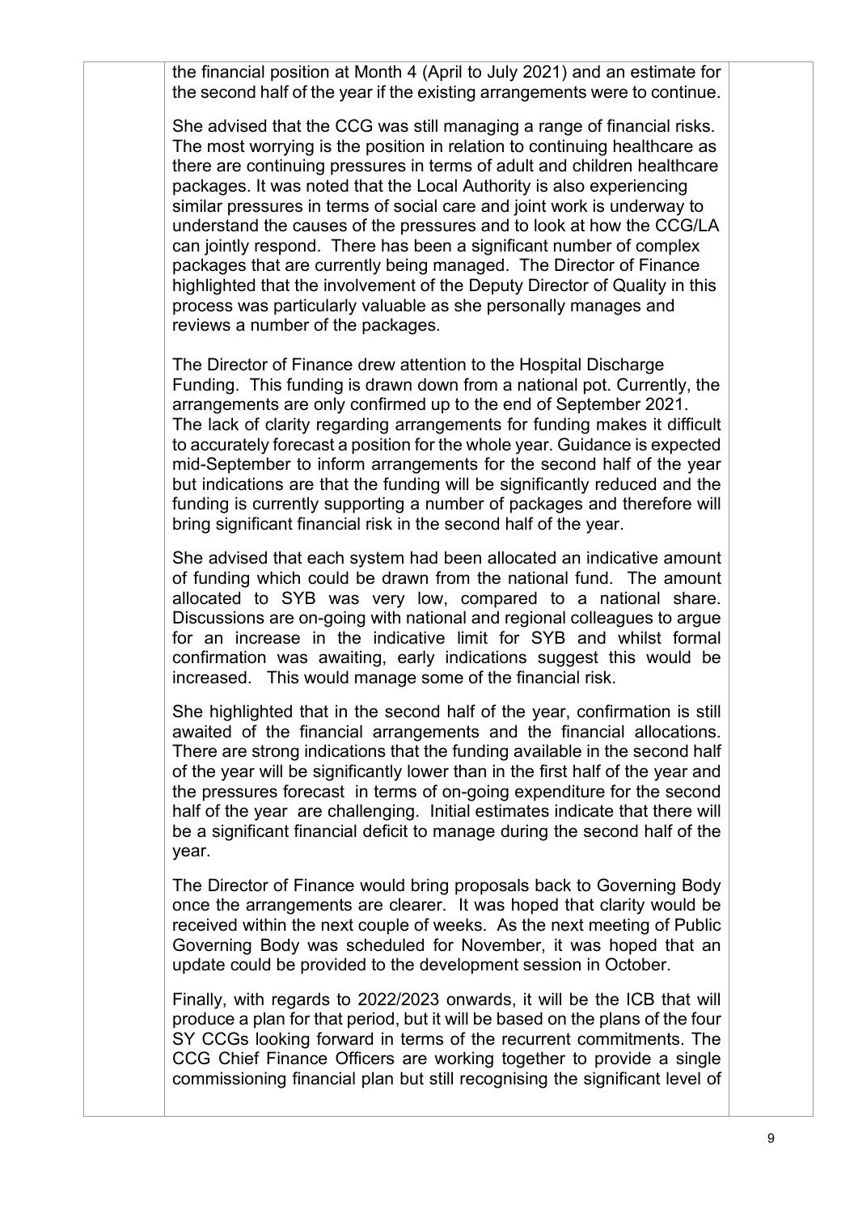the financial position at Month 4 (April to July 2021) and an estimate for the second half of the year if the existing arrangements were to continue.

She advised that the CCG was still managing a range of financial risks. The most worrying is the position in relation to continuing healthcare as there are continuing pressures in terms of adult and children healthcare packages. It was noted that the Local Authority is also experiencing similar pressures in terms of social care and joint work is underway to understand the causes of the pressures and to look at how the CCG/LA can jointly respond. There has been a significant number of complex packages that are currently being managed. The Director of Finance highlighted that the involvement of the Deputy Director of Quality in this process was particularly valuable as she personally manages and reviews a number of the packages.

The Director of Finance drew attention to the Hospital Discharge Funding. This funding is drawn down from a national pot. Currently, the arrangements are only confirmed up to the end of September 2021. The lack of clarity regarding arrangements for funding makes it difficult to accurately forecast a position for the whole year. Guidance is expected mid-September to inform arrangements for the second half of the year but indications are that the funding will be significantly reduced and the funding is currently supporting a number of packages and therefore will bring significant financial risk in the second half of the year.

She advised that each system had been allocated an indicative amount of funding which could be drawn from the national fund. The amount allocated to SYB was very low, compared to a national share. Discussions are on-going with national and regional colleagues to argue for an increase in the indicative limit for SYB and whilst formal confirmation was awaiting, early indications suggest this would be increased. This would manage some of the financial risk.

She highlighted that in the second half of the year, confirmation is still awaited of the financial arrangements and the financial allocations. There are strong indications that the funding available in the second half of the year will be significantly lower than in the first half of the year and the pressures forecast in terms of on-going expenditure for the second half of the year are challenging. Initial estimates indicate that there will be a significant financial deficit to manage during the second half of the year.

The Director of Finance would bring proposals back to Governing Body once the arrangements are clearer. It was hoped that clarity would be received within the next couple of weeks. As the next meeting of Public Governing Body was scheduled for November, it was hoped that an update could be provided to the development session in October.

Finally, with regards to 2022/2023 onwards, it will be the ICB that will produce a plan for that period, but it will be based on the plans of the four SY CCGs looking forward in terms of the recurrent commitments. The CCG Chief Finance Officers are working together to provide a single commissioning financial plan but still recognising the significant level of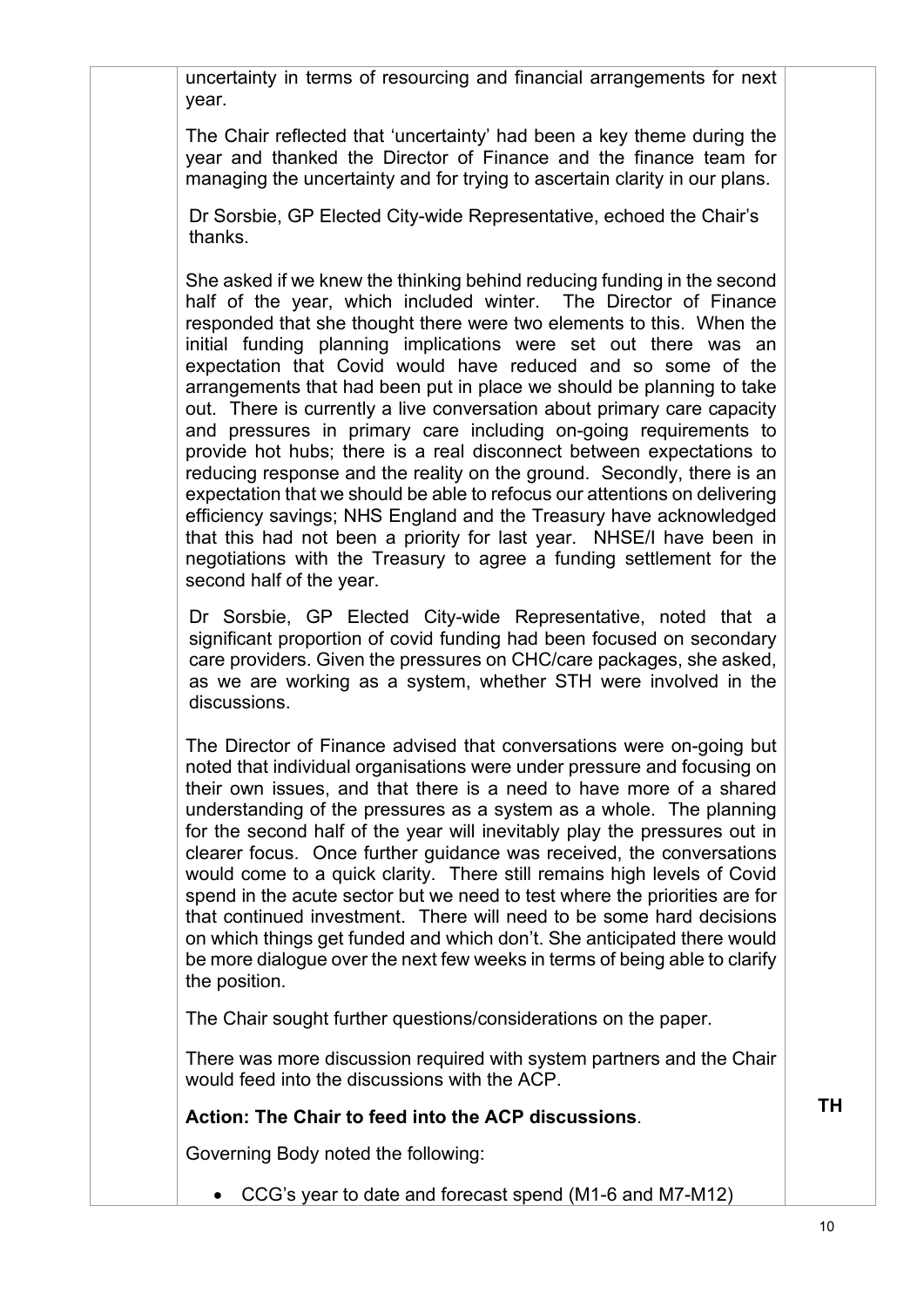uncertainty in terms of resourcing and financial arrangements for next year.

The Chair reflected that 'uncertainty' had been a key theme during the year and thanked the Director of Finance and the finance team for managing the uncertainty and for trying to ascertain clarity in our plans.

Dr Sorsbie, GP Elected City-wide Representative, echoed the Chair's thanks.

She asked if we knew the thinking behind reducing funding in the second half of the year, which included winter. The Director of Finance responded that she thought there were two elements to this. When the initial funding planning implications were set out there was an expectation that Covid would have reduced and so some of the arrangements that had been put in place we should be planning to take out. There is currently a live conversation about primary care capacity and pressures in primary care including on-going requirements to provide hot hubs; there is a real disconnect between expectations to reducing response and the reality on the ground. Secondly, there is an expectation that we should be able to refocus our attentions on delivering efficiency savings; NHS England and the Treasury have acknowledged that this had not been a priority for last year. NHSE/I have been in negotiations with the Treasury to agree a funding settlement for the second half of the year.

Dr Sorsbie, GP Elected City-wide Representative, noted that a significant proportion of covid funding had been focused on secondary care providers. Given the pressures on CHC/care packages, she asked, as we are working as a system, whether STH were involved in the discussions.

The Director of Finance advised that conversations were on-going but noted that individual organisations were under pressure and focusing on their own issues, and that there is a need to have more of a shared understanding of the pressures as a system as a whole. The planning for the second half of the year will inevitably play the pressures out in clearer focus. Once further guidance was received, the conversations would come to a quick clarity. There still remains high levels of Covid spend in the acute sector but we need to test where the priorities are for that continued investment. There will need to be some hard decisions on which things get funded and which don't. She anticipated there would be more dialogue over the next few weeks in terms of being able to clarify the position.

The Chair sought further questions/considerations on the paper.

There was more discussion required with system partners and the Chair would feed into the discussions with the ACP.

**Action: The Chair to feed into the ACP discussions**. **TH**

Governing Body noted the following:

- CCG's year to date and forecast spend (M1-6 and M7-M12)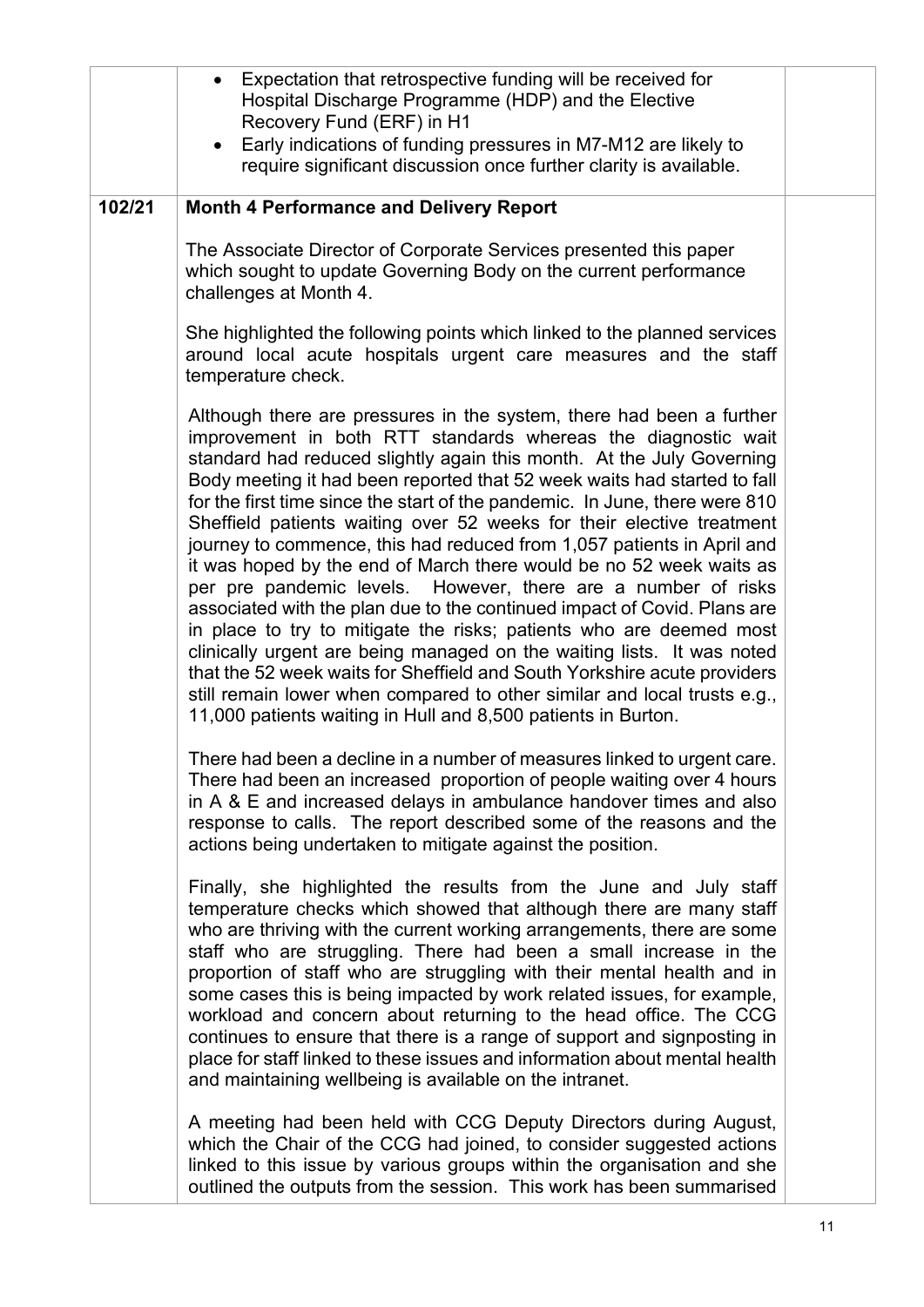| | | |
|---|---|---|
| | • Expectation that retrospective funding will be received for Hospital Discharge Programme (HDP) and the Elective Recovery Fund (ERF) in H1<br>• Early indications of funding pressures in M7-M12 are likely to require significant discussion once further clarity is available. | |
| **102/21** | **Month 4 Performance and Delivery Report**<br><br>The Associate Director of Corporate Services presented this paper which sought to update Governing Body on the current performance challenges at Month 4.<br><br>She highlighted the following points which linked to the planned services around local acute hospitals urgent care measures and the staff temperature check.<br><br>Although there are pressures in the system, there had been a further improvement in both RTT standards whereas the diagnostic wait standard had reduced slightly again this month. At the July Governing Body meeting it had been reported that 52 week waits had started to fall for the first time since the start of the pandemic. In June, there were 810 Sheffield patients waiting over 52 weeks for their elective treatment journey to commence, this had reduced from 1,057 patients in April and it was hoped by the end of March there would be no 52 week waits as per pre pandemic levels. However, there are a number of risks associated with the plan due to the continued impact of Covid. Plans are in place to try to mitigate the risks; patients who are deemed most clinically urgent are being managed on the waiting lists. It was noted that the 52 week waits for Sheffield and South Yorkshire acute providers still remain lower when compared to other similar and local trusts e.g., 11,000 patients waiting in Hull and 8,500 patients in Burton.<br><br>There had been a decline in a number of measures linked to urgent care. There had been an increased proportion of people waiting over 4 hours in A & E and increased delays in ambulance handover times and also response to calls. The report described some of the reasons and the actions being undertaken to mitigate against the position.<br><br>Finally, she highlighted the results from the June and July staff temperature checks which showed that although there are many staff who are thriving with the current working arrangements, there are some staff who are struggling. There had been a small increase in the proportion of staff who are struggling with their mental health and in some cases this is being impacted by work related issues, for example, workload and concern about returning to the head office. The CCG continues to ensure that there is a range of support and signposting in place for staff linked to these issues and information about mental health and maintaining wellbeing is available on the intranet.<br><br>A meeting had been held with CCG Deputy Directors during August, which the Chair of the CCG had joined, to consider suggested actions linked to this issue by various groups within the organisation and she outlined the outputs from the session. This work has been summarised | |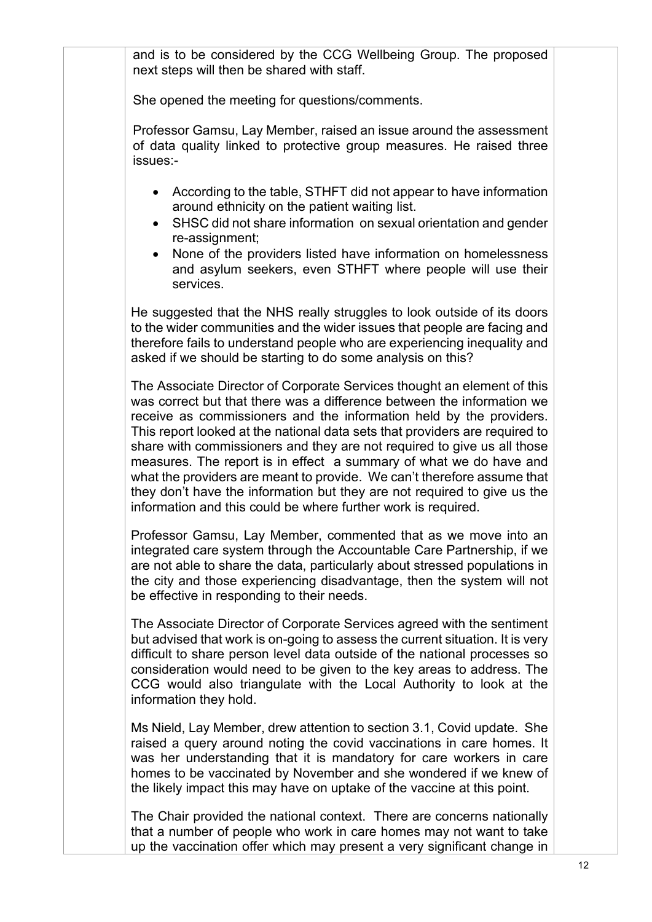and is to be considered by the CCG Wellbeing Group. The proposed next steps will then be shared with staff.

She opened the meeting for questions/comments.

Professor Gamsu, Lay Member, raised an issue around the assessment of data quality linked to protective group measures. He raised three issues:-

- According to the table, STHFT did not appear to have information around ethnicity on the patient waiting list.
- SHSC did not share information on sexual orientation and gender re-assignment;
- None of the providers listed have information on homelessness and asylum seekers, even STHFT where people will use their services.

He suggested that the NHS really struggles to look outside of its doors to the wider communities and the wider issues that people are facing and therefore fails to understand people who are experiencing inequality and asked if we should be starting to do some analysis on this?

The Associate Director of Corporate Services thought an element of this was correct but that there was a difference between the information we receive as commissioners and the information held by the providers. This report looked at the national data sets that providers are required to share with commissioners and they are not required to give us all those measures. The report is in effect a summary of what we do have and what the providers are meant to provide. We can't therefore assume that they don't have the information but they are not required to give us the information and this could be where further work is required.

Professor Gamsu, Lay Member, commented that as we move into an integrated care system through the Accountable Care Partnership, if we are not able to share the data, particularly about stressed populations in the city and those experiencing disadvantage, then the system will not be effective in responding to their needs.

The Associate Director of Corporate Services agreed with the sentiment but advised that work is on-going to assess the current situation. It is very difficult to share person level data outside of the national processes so consideration would need to be given to the key areas to address. The CCG would also triangulate with the Local Authority to look at the information they hold.

Ms Nield, Lay Member, drew attention to section 3.1, Covid update. She raised a query around noting the covid vaccinations in care homes. It was her understanding that it is mandatory for care workers in care homes to be vaccinated by November and she wondered if we knew of the likely impact this may have on uptake of the vaccine at this point.

The Chair provided the national context. There are concerns nationally that a number of people who work in care homes may not want to take up the vaccination offer which may present a very significant change in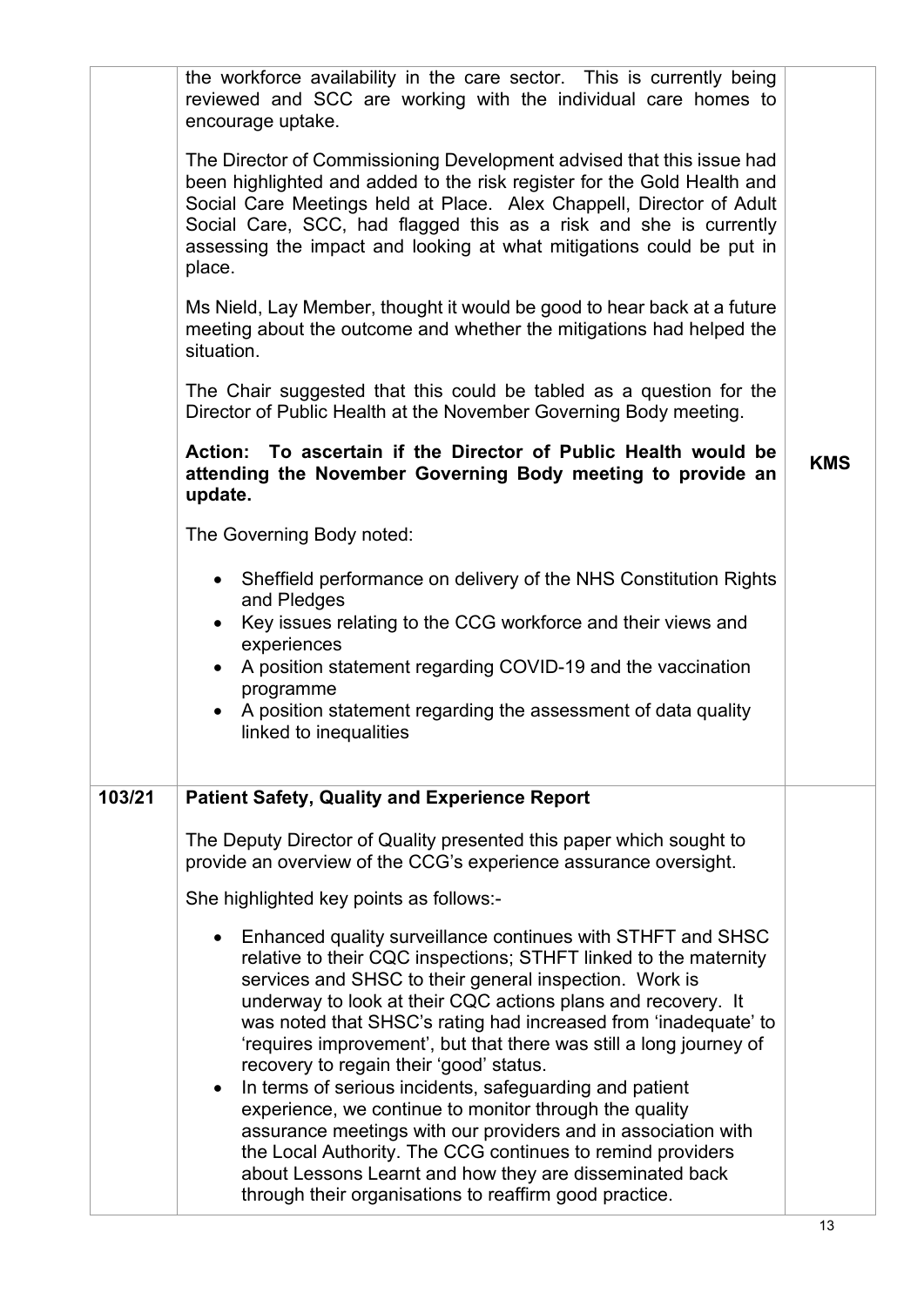| | | |
|---|---|---|
| | the workforce availability in the care sector. This is currently being reviewed and SCC are working with the individual care homes to encourage uptake.<br><br>The Director of Commissioning Development advised that this issue had been highlighted and added to the risk register for the Gold Health and Social Care Meetings held at Place. Alex Chappell, Director of Adult Social Care, SCC, had flagged this as a risk and she is currently assessing the impact and looking at what mitigations could be put in place.<br><br>Ms Nield, Lay Member, thought it would be good to hear back at a future meeting about the outcome and whether the mitigations had helped the situation.<br><br>The Chair suggested that this could be tabled as a question for the Director of Public Health at the November Governing Body meeting.<br><br>**Action: To ascertain if the Director of Public Health would be attending the November Governing Body meeting to provide an update.**<br><br>The Governing Body noted:<br><br>• Sheffield performance on delivery of the NHS Constitution Rights and Pledges<br>• Key issues relating to the CCG workforce and their views and experiences<br>• A position statement regarding COVID-19 and the vaccination programme<br>• A position statement regarding the assessment of data quality linked to inequalities | **KMS** |
| **103/21** | **Patient Safety, Quality and Experience Report**<br><br>The Deputy Director of Quality presented this paper which sought to provide an overview of the CCG's experience assurance oversight.<br><br>She highlighted key points as follows:-<br><br>• Enhanced quality surveillance continues with STHFT and SHSC relative to their CQC inspections; STHFT linked to the maternity services and SHSC to their general inspection. Work is underway to look at their CQC actions plans and recovery. It was noted that SHSC's rating had increased from 'inadequate' to 'requires improvement', but that there was still a long journey of recovery to regain their 'good' status.<br>• In terms of serious incidents, safeguarding and patient experience, we continue to monitor through the quality assurance meetings with our providers and in association with the Local Authority. The CCG continues to remind providers about Lessons Learnt and how they are disseminated back through their organisations to reaffirm good practice. | |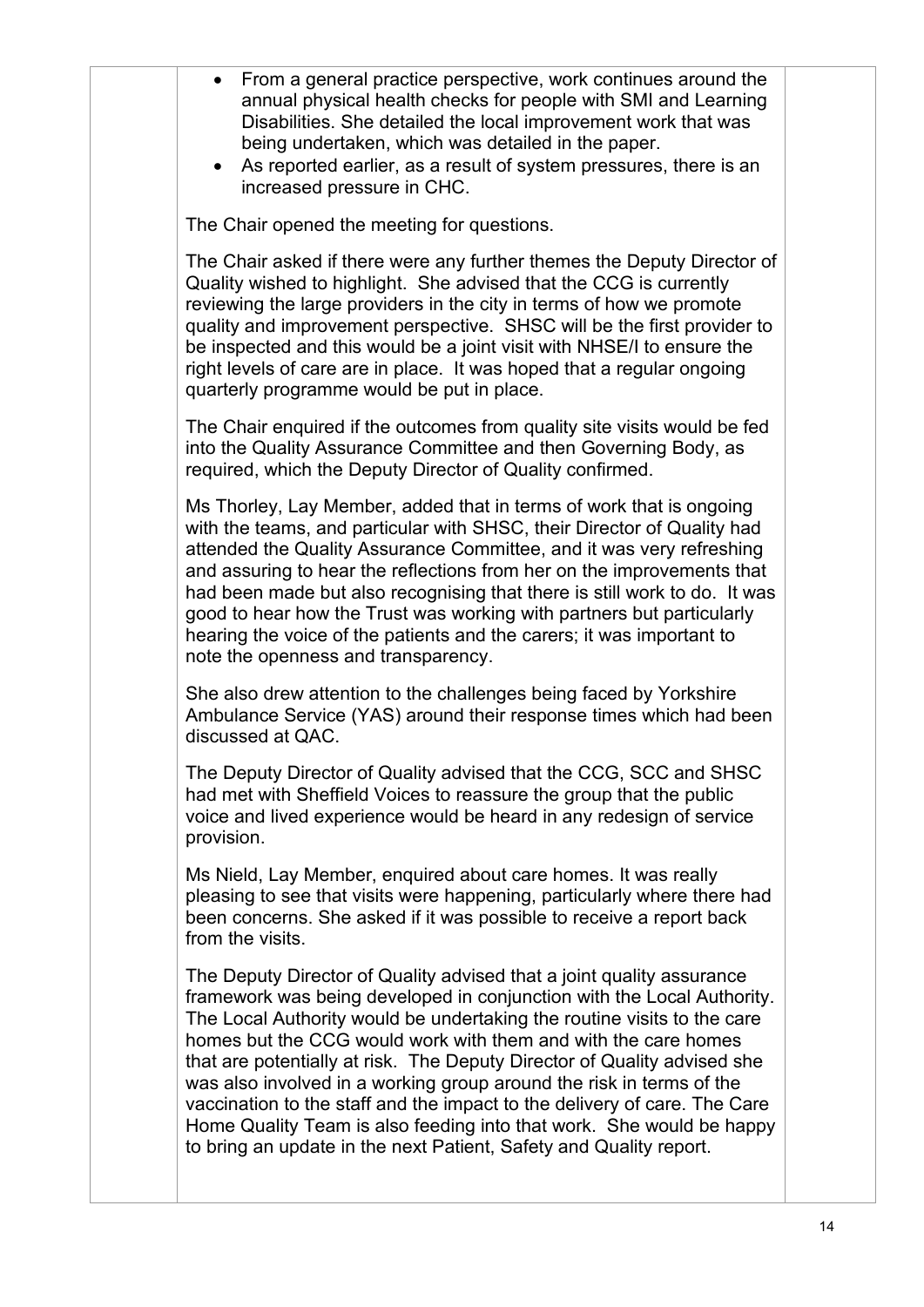- From a general practice perspective, work continues around the annual physical health checks for people with SMI and Learning Disabilities. She detailed the local improvement work that was being undertaken, which was detailed in the paper.
- As reported earlier, as a result of system pressures, there is an increased pressure in CHC.

The Chair opened the meeting for questions.

The Chair asked if there were any further themes the Deputy Director of Quality wished to highlight. She advised that the CCG is currently reviewing the large providers in the city in terms of how we promote quality and improvement perspective. SHSC will be the first provider to be inspected and this would be a joint visit with NHSE/I to ensure the right levels of care are in place. It was hoped that a regular ongoing quarterly programme would be put in place.

The Chair enquired if the outcomes from quality site visits would be fed into the Quality Assurance Committee and then Governing Body, as required, which the Deputy Director of Quality confirmed.

Ms Thorley, Lay Member, added that in terms of work that is ongoing with the teams, and particular with SHSC, their Director of Quality had attended the Quality Assurance Committee, and it was very refreshing and assuring to hear the reflections from her on the improvements that had been made but also recognising that there is still work to do. It was good to hear how the Trust was working with partners but particularly hearing the voice of the patients and the carers; it was important to note the openness and transparency.

She also drew attention to the challenges being faced by Yorkshire Ambulance Service (YAS) around their response times which had been discussed at QAC.

The Deputy Director of Quality advised that the CCG, SCC and SHSC had met with Sheffield Voices to reassure the group that the public voice and lived experience would be heard in any redesign of service provision.

Ms Nield, Lay Member, enquired about care homes. It was really pleasing to see that visits were happening, particularly where there had been concerns. She asked if it was possible to receive a report back from the visits.

The Deputy Director of Quality advised that a joint quality assurance framework was being developed in conjunction with the Local Authority. The Local Authority would be undertaking the routine visits to the care homes but the CCG would work with them and with the care homes that are potentially at risk. The Deputy Director of Quality advised she was also involved in a working group around the risk in terms of the vaccination to the staff and the impact to the delivery of care. The Care Home Quality Team is also feeding into that work. She would be happy to bring an update in the next Patient, Safety and Quality report.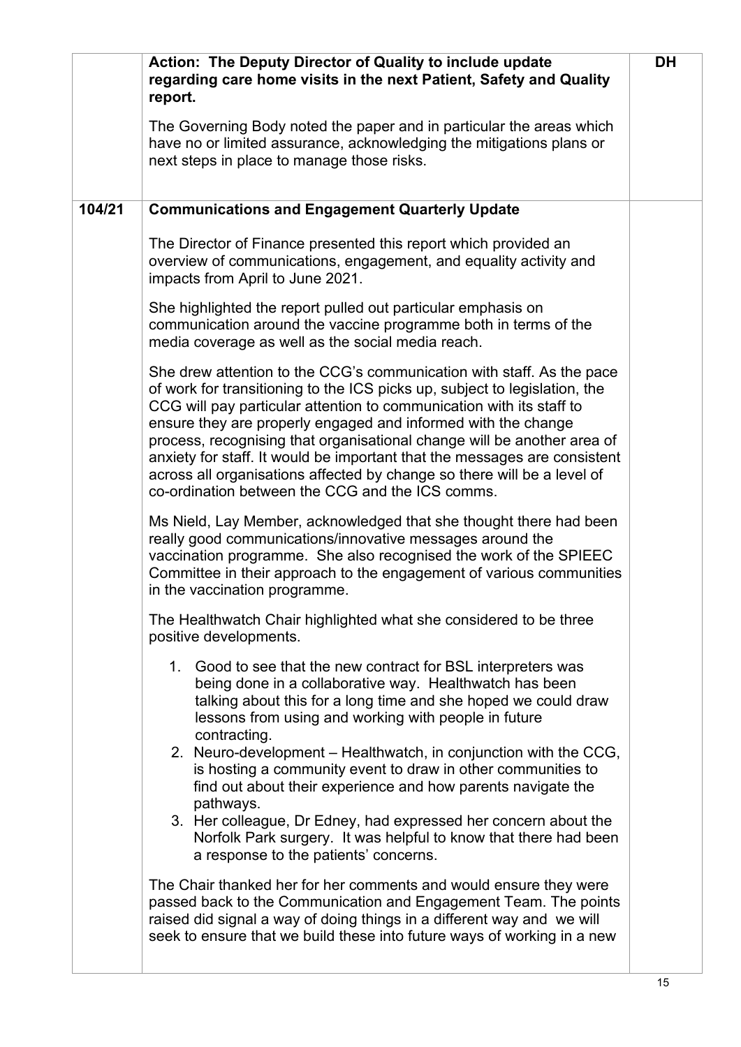| | | |
|---|---|---|
| | **Action: The Deputy Director of Quality to include update regarding care home visits in the next Patient, Safety and Quality report.**<br><br>The Governing Body noted the paper and in particular the areas which have no or limited assurance, acknowledging the mitigations plans or next steps in place to manage those risks. | **DH** |
| **104/21** | **Communications and Engagement Quarterly Update**<br><br>The Director of Finance presented this report which provided an overview of communications, engagement, and equality activity and impacts from April to June 2021.<br><br>She highlighted the report pulled out particular emphasis on communication around the vaccine programme both in terms of the media coverage as well as the social media reach.<br><br>She drew attention to the CCG's communication with staff. As the pace of work for transitioning to the ICS picks up, subject to legislation, the CCG will pay particular attention to communication with its staff to ensure they are properly engaged and informed with the change process, recognising that organisational change will be another area of anxiety for staff. It would be important that the messages are consistent across all organisations affected by change so there will be a level of co-ordination between the CCG and the ICS comms.<br><br>Ms Nield, Lay Member, acknowledged that she thought there had been really good communications/innovative messages around the vaccination programme. She also recognised the work of the SPIEEC Committee in their approach to the engagement of various communities in the vaccination programme.<br><br>The Healthwatch Chair highlighted what she considered to be three positive developments.<br><br>1. Good to see that the new contract for BSL interpreters was being done in a collaborative way. Healthwatch has been talking about this for a long time and she hoped we could draw lessons from using and working with people in future contracting.<br>2. Neuro-development – Healthwatch, in conjunction with the CCG, is hosting a community event to draw in other communities to find out about their experience and how parents navigate the pathways.<br>3. Her colleague, Dr Edney, had expressed her concern about the Norfolk Park surgery. It was helpful to know that there had been a response to the patients' concerns.<br><br>The Chair thanked her for her comments and would ensure they were passed back to the Communication and Engagement Team. The points raised did signal a way of doing things in a different way and we will seek to ensure that we build these into future ways of working in a new | |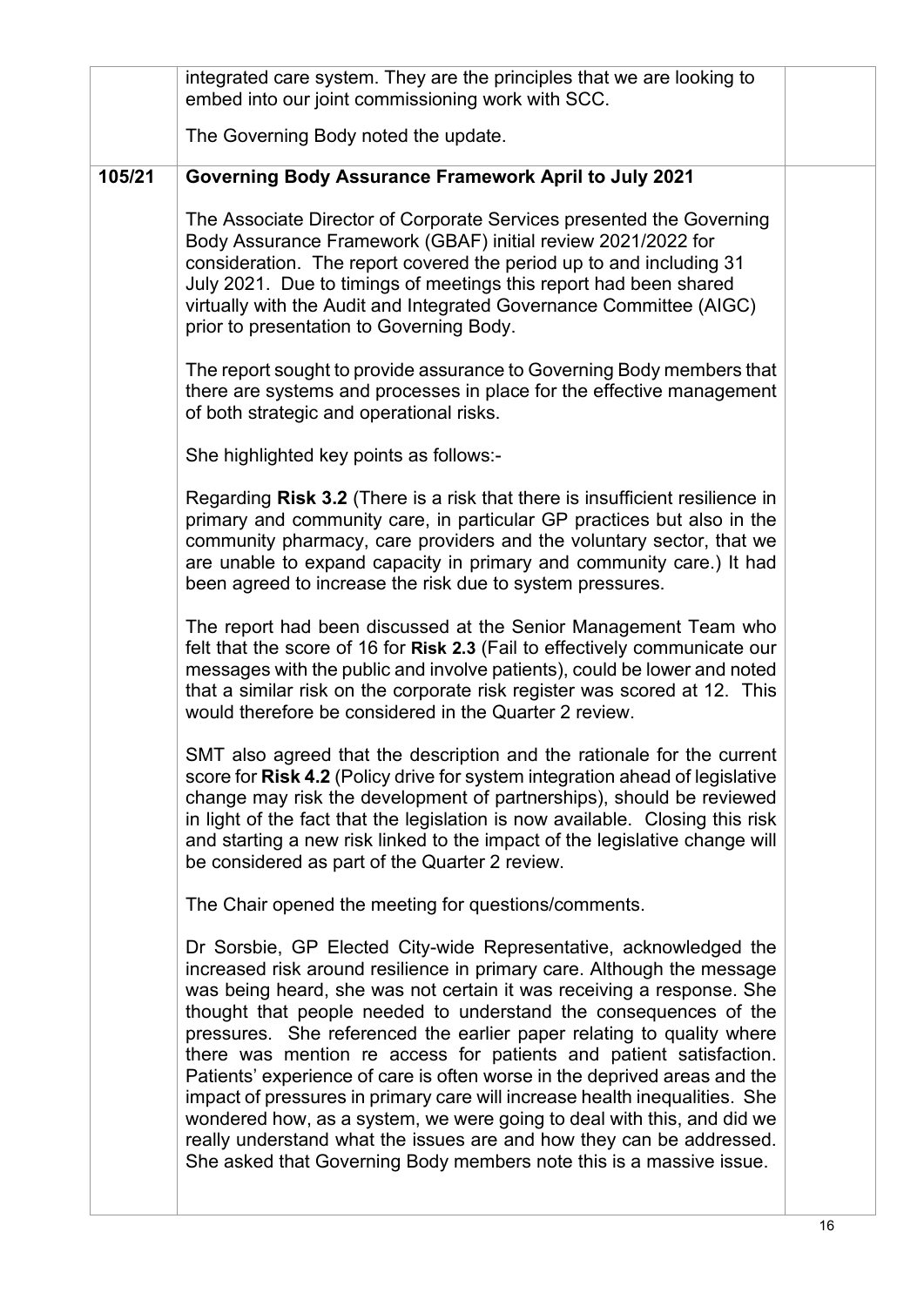| | | |
|---|---|---|
| | integrated care system. They are the principles that we are looking to embed into our joint commissioning work with SCC.<br><br>The Governing Body noted the update. | |
| **105/21** | **Governing Body Assurance Framework April to July 2021**<br><br>The Associate Director of Corporate Services presented the Governing Body Assurance Framework (GBAF) initial review 2021/2022 for consideration. The report covered the period up to and including 31 July 2021. Due to timings of meetings this report had been shared virtually with the Audit and Integrated Governance Committee (AIGC) prior to presentation to Governing Body.<br><br>The report sought to provide assurance to Governing Body members that there are systems and processes in place for the effective management of both strategic and operational risks.<br><br>She highlighted key points as follows:-<br><br>Regarding **Risk 3.2** (There is a risk that there is insufficient resilience in primary and community care, in particular GP practices but also in the community pharmacy, care providers and the voluntary sector, that we are unable to expand capacity in primary and community care.) It had been agreed to increase the risk due to system pressures.<br><br>The report had been discussed at the Senior Management Team who felt that the score of 16 for **Risk 2.3** (Fail to effectively communicate our messages with the public and involve patients), could be lower and noted that a similar risk on the corporate risk register was scored at 12. This would therefore be considered in the Quarter 2 review.<br><br>SMT also agreed that the description and the rationale for the current score for **Risk 4.2** (Policy drive for system integration ahead of legislative change may risk the development of partnerships), should be reviewed in light of the fact that the legislation is now available. Closing this risk and starting a new risk linked to the impact of the legislative change will be considered as part of the Quarter 2 review.<br><br>The Chair opened the meeting for questions/comments.<br><br>Dr Sorsbie, GP Elected City-wide Representative, acknowledged the increased risk around resilience in primary care. Although the message was being heard, she was not certain it was receiving a response. She thought that people needed to understand the consequences of the pressures. She referenced the earlier paper relating to quality where there was mention re access for patients and patient satisfaction. Patients' experience of care is often worse in the deprived areas and the impact of pressures in primary care will increase health inequalities. She wondered how, as a system, we were going to deal with this, and did we really understand what the issues are and how they can be addressed. She asked that Governing Body members note this is a massive issue. | |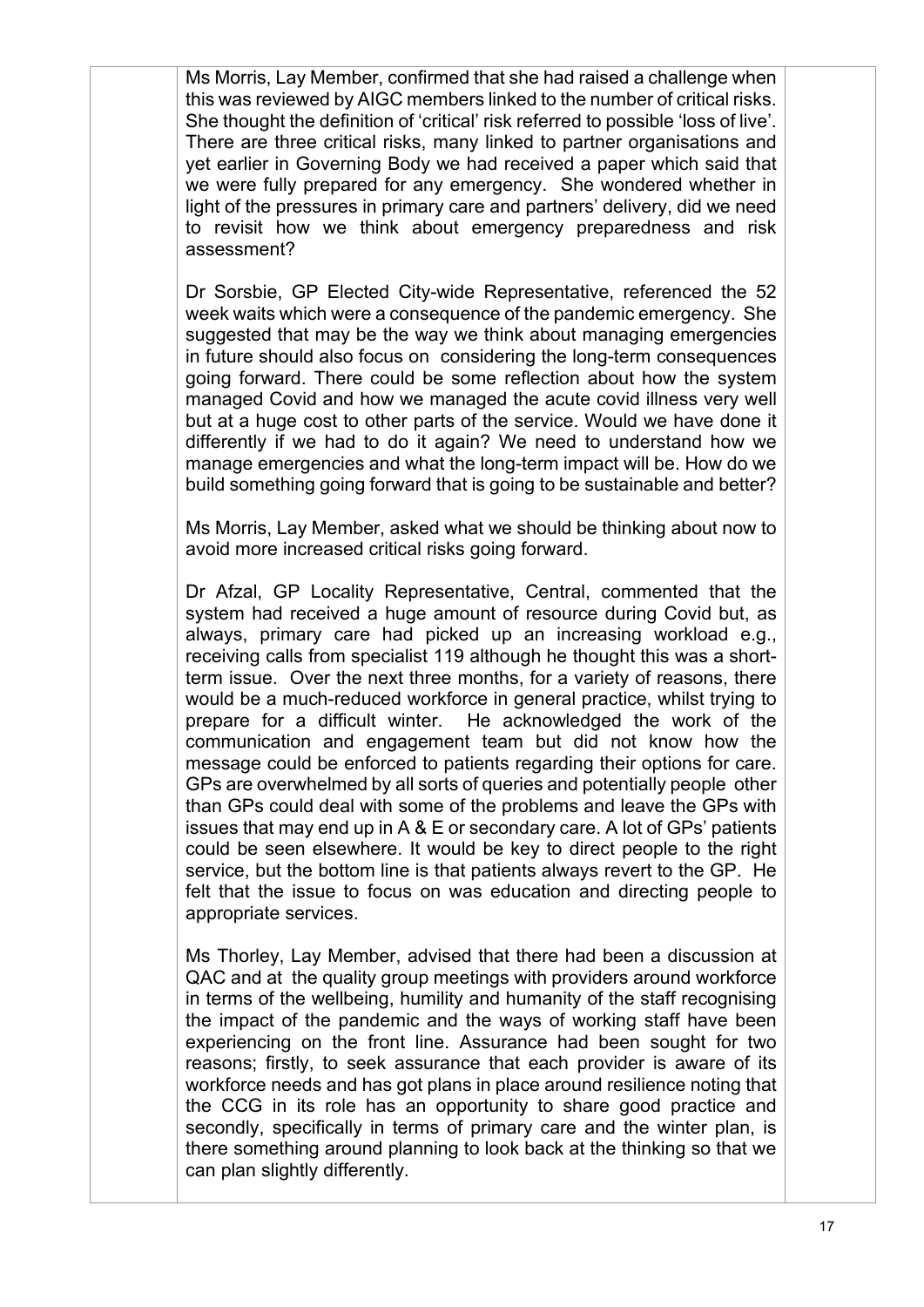Ms Morris, Lay Member, confirmed that she had raised a challenge when this was reviewed by AIGC members linked to the number of critical risks. She thought the definition of 'critical' risk referred to possible 'loss of live'. There are three critical risks, many linked to partner organisations and yet earlier in Governing Body we had received a paper which said that we were fully prepared for any emergency. She wondered whether in light of the pressures in primary care and partners' delivery, did we need to revisit how we think about emergency preparedness and risk assessment?

Dr Sorsbie, GP Elected City-wide Representative, referenced the 52 week waits which were a consequence of the pandemic emergency. She suggested that may be the way we think about managing emergencies in future should also focus on considering the long-term consequences going forward. There could be some reflection about how the system managed Covid and how we managed the acute covid illness very well but at a huge cost to other parts of the service. Would we have done it differently if we had to do it again? We need to understand how we manage emergencies and what the long-term impact will be. How do we build something going forward that is going to be sustainable and better?

Ms Morris, Lay Member, asked what we should be thinking about now to avoid more increased critical risks going forward.

Dr Afzal, GP Locality Representative, Central, commented that the system had received a huge amount of resource during Covid but, as always, primary care had picked up an increasing workload e.g., receiving calls from specialist 119 although he thought this was a short-term issue. Over the next three months, for a variety of reasons, there would be a much-reduced workforce in general practice, whilst trying to prepare for a difficult winter. He acknowledged the work of the communication and engagement team but did not know how the message could be enforced to patients regarding their options for care. GPs are overwhelmed by all sorts of queries and potentially people other than GPs could deal with some of the problems and leave the GPs with issues that may end up in A & E or secondary care. A lot of GPs' patients could be seen elsewhere. It would be key to direct people to the right service, but the bottom line is that patients always revert to the GP. He felt that the issue to focus on was education and directing people to appropriate services.

Ms Thorley, Lay Member, advised that there had been a discussion at QAC and at the quality group meetings with providers around workforce in terms of the wellbeing, humility and humanity of the staff recognising the impact of the pandemic and the ways of working staff have been experiencing on the front line. Assurance had been sought for two reasons; firstly, to seek assurance that each provider is aware of its workforce needs and has got plans in place around resilience noting that the CCG in its role has an opportunity to share good practice and secondly, specifically in terms of primary care and the winter plan, is there something around planning to look back at the thinking so that we can plan slightly differently.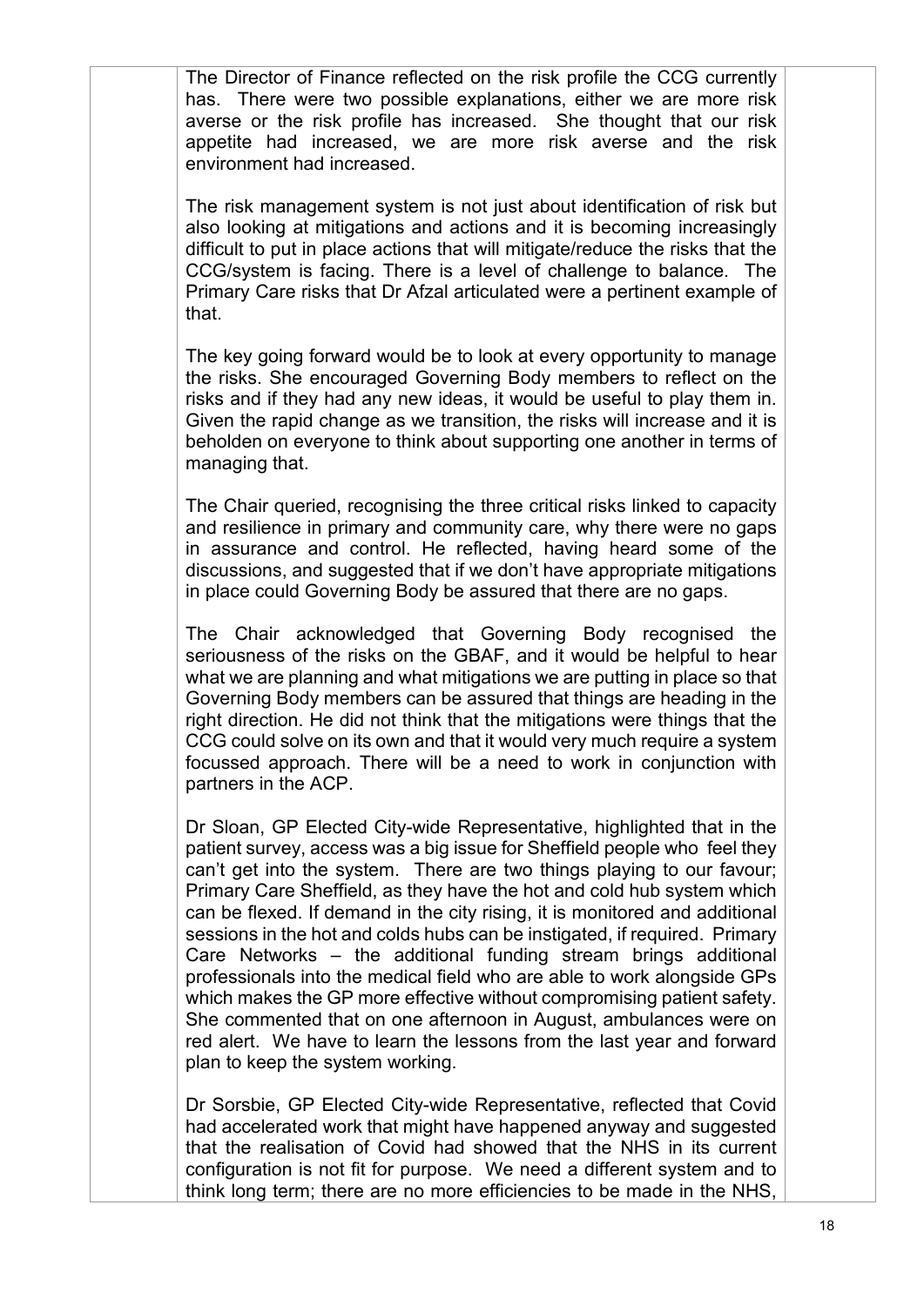The Director of Finance reflected on the risk profile the CCG currently has. There were two possible explanations, either we are more risk averse or the risk profile has increased. She thought that our risk appetite had increased, we are more risk averse and the risk environment had increased.

The risk management system is not just about identification of risk but also looking at mitigations and actions and it is becoming increasingly difficult to put in place actions that will mitigate/reduce the risks that the CCG/system is facing. There is a level of challenge to balance. The Primary Care risks that Dr Afzal articulated were a pertinent example of that.

The key going forward would be to look at every opportunity to manage the risks. She encouraged Governing Body members to reflect on the risks and if they had any new ideas, it would be useful to play them in. Given the rapid change as we transition, the risks will increase and it is beholden on everyone to think about supporting one another in terms of managing that.

The Chair queried, recognising the three critical risks linked to capacity and resilience in primary and community care, why there were no gaps in assurance and control. He reflected, having heard some of the discussions, and suggested that if we don't have appropriate mitigations in place could Governing Body be assured that there are no gaps.

The Chair acknowledged that Governing Body recognised the seriousness of the risks on the GBAF, and it would be helpful to hear what we are planning and what mitigations we are putting in place so that Governing Body members can be assured that things are heading in the right direction. He did not think that the mitigations were things that the CCG could solve on its own and that it would very much require a system focussed approach. There will be a need to work in conjunction with partners in the ACP.

Dr Sloan, GP Elected City-wide Representative, highlighted that in the patient survey, access was a big issue for Sheffield people who feel they can't get into the system. There are two things playing to our favour; Primary Care Sheffield, as they have the hot and cold hub system which can be flexed. If demand in the city rising, it is monitored and additional sessions in the hot and colds hubs can be instigated, if required. Primary Care Networks – the additional funding stream brings additional professionals into the medical field who are able to work alongside GPs which makes the GP more effective without compromising patient safety. She commented that on one afternoon in August, ambulances were on red alert. We have to learn the lessons from the last year and forward plan to keep the system working.

Dr Sorsbie, GP Elected City-wide Representative, reflected that Covid had accelerated work that might have happened anyway and suggested that the realisation of Covid had showed that the NHS in its current configuration is not fit for purpose. We need a different system and to think long term; there are no more efficiencies to be made in the NHS,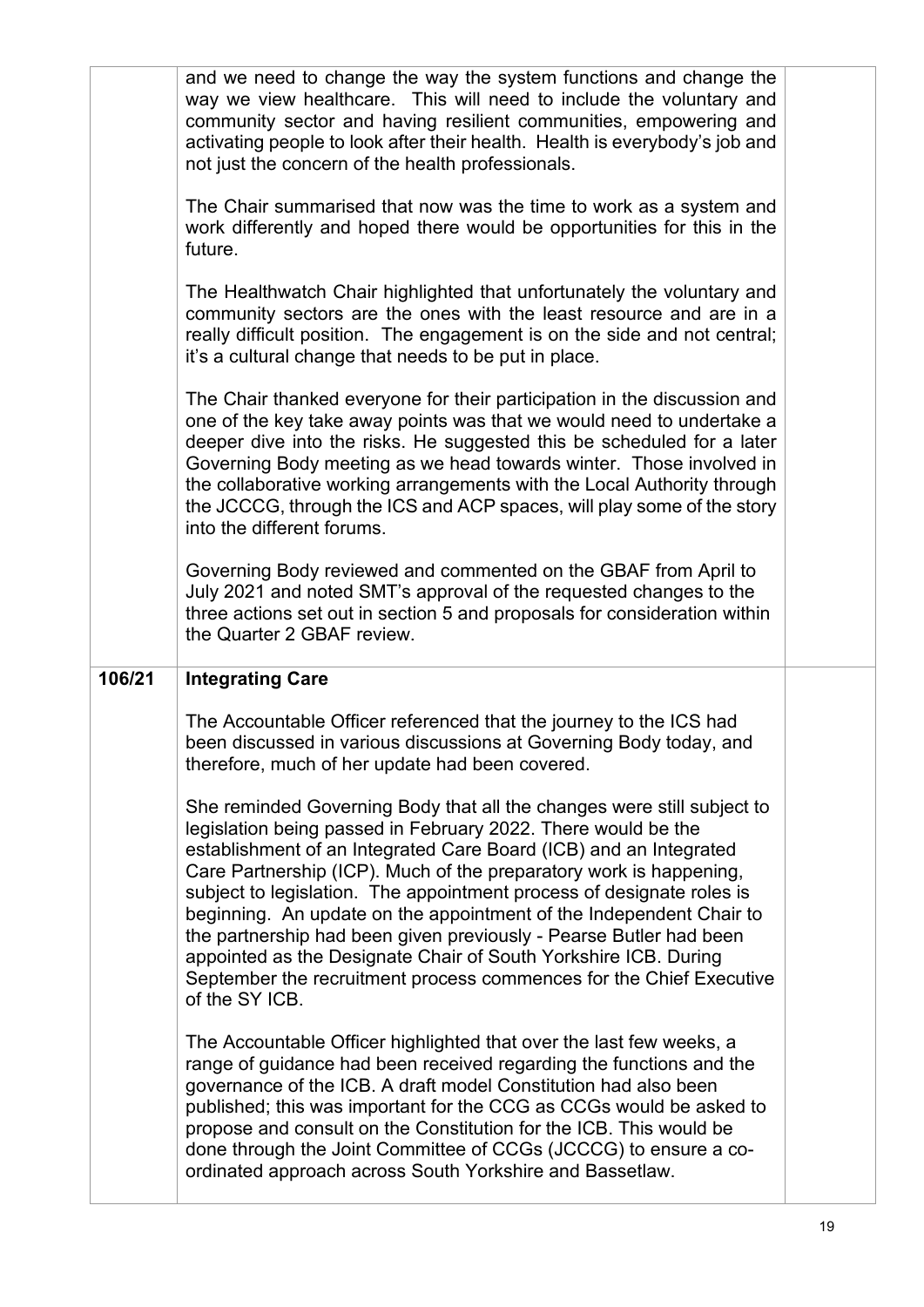| | | |
|---|---|---|
| | and we need to change the way the system functions and change the way we view healthcare. This will need to include the voluntary and community sector and having resilient communities, empowering and activating people to look after their health. Health is everybody's job and not just the concern of the health professionals.<br><br>The Chair summarised that now was the time to work as a system and work differently and hoped there would be opportunities for this in the future.<br><br>The Healthwatch Chair highlighted that unfortunately the voluntary and community sectors are the ones with the least resource and are in a really difficult position. The engagement is on the side and not central; it's a cultural change that needs to be put in place.<br><br>The Chair thanked everyone for their participation in the discussion and one of the key take away points was that we would need to undertake a deeper dive into the risks. He suggested this be scheduled for a later Governing Body meeting as we head towards winter. Those involved in the collaborative working arrangements with the Local Authority through the JCCCG, through the ICS and ACP spaces, will play some of the story into the different forums.<br><br>Governing Body reviewed and commented on the GBAF from April to July 2021 and noted SMT's approval of the requested changes to the three actions set out in section 5 and proposals for consideration within the Quarter 2 GBAF review. | |
| **106/21** | **Integrating Care**<br><br>The Accountable Officer referenced that the journey to the ICS had been discussed in various discussions at Governing Body today, and therefore, much of her update had been covered.<br><br>She reminded Governing Body that all the changes were still subject to legislation being passed in February 2022. There would be the establishment of an Integrated Care Board (ICB) and an Integrated Care Partnership (ICP). Much of the preparatory work is happening, subject to legislation. The appointment process of designate roles is beginning. An update on the appointment of the Independent Chair to the partnership had been given previously - Pearse Butler had been appointed as the Designate Chair of South Yorkshire ICB. During September the recruitment process commences for the Chief Executive of the SY ICB.<br><br>The Accountable Officer highlighted that over the last few weeks, a range of guidance had been received regarding the functions and the governance of the ICB. A draft model Constitution had also been published; this was important for the CCG as CCGs would be asked to propose and consult on the Constitution for the ICB. This would be done through the Joint Committee of CCGs (JCCCG) to ensure a co-ordinated approach across South Yorkshire and Bassetlaw. | |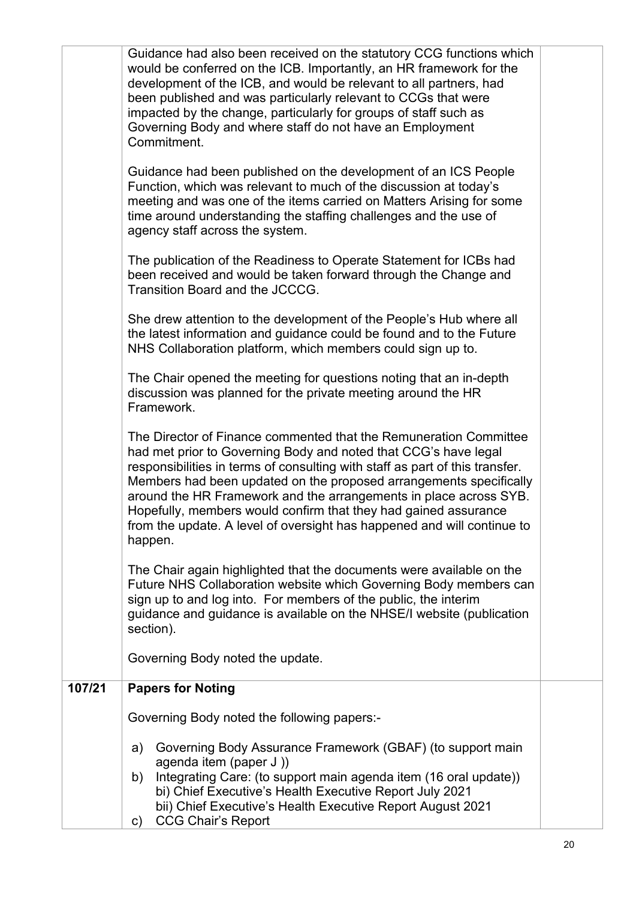| | | |
|---|---|---|
| | Guidance had also been received on the statutory CCG functions which would be conferred on the ICB. Importantly, an HR framework for the development of the ICB, and would be relevant to all partners, had been published and was particularly relevant to CCGs that were impacted by the change, particularly for groups of staff such as Governing Body and where staff do not have an Employment Commitment.<br><br>Guidance had been published on the development of an ICS People Function, which was relevant to much of the discussion at today's meeting and was one of the items carried on Matters Arising for some time around understanding the staffing challenges and the use of agency staff across the system.<br><br>The publication of the Readiness to Operate Statement for ICBs had been received and would be taken forward through the Change and Transition Board and the JCCCG.<br><br>She drew attention to the development of the People's Hub where all the latest information and guidance could be found and to the Future NHS Collaboration platform, which members could sign up to.<br><br>The Chair opened the meeting for questions noting that an in-depth discussion was planned for the private meeting around the HR Framework.<br><br>The Director of Finance commented that the Remuneration Committee had met prior to Governing Body and noted that CCG's have legal responsibilities in terms of consulting with staff as part of this transfer. Members had been updated on the proposed arrangements specifically around the HR Framework and the arrangements in place across SYB. Hopefully, members would confirm that they had gained assurance from the update. A level of oversight has happened and will continue to happen.<br><br>The Chair again highlighted that the documents were available on the Future NHS Collaboration website which Governing Body members can sign up to and log into. For members of the public, the interim guidance and guidance is available on the NHSE/I website (publication section).<br><br>Governing Body noted the update. | |
| **107/21** | **Papers for Noting**<br><br>Governing Body noted the following papers:-<br><br>a) Governing Body Assurance Framework (GBAF) (to support main agenda item (paper J ))<br>b) Integrating Care: (to support main agenda item (16 oral update))<br>bi) Chief Executive's Health Executive Report July 2021<br>bii) Chief Executive's Health Executive Report August 2021<br>c) CCG Chair's Report | |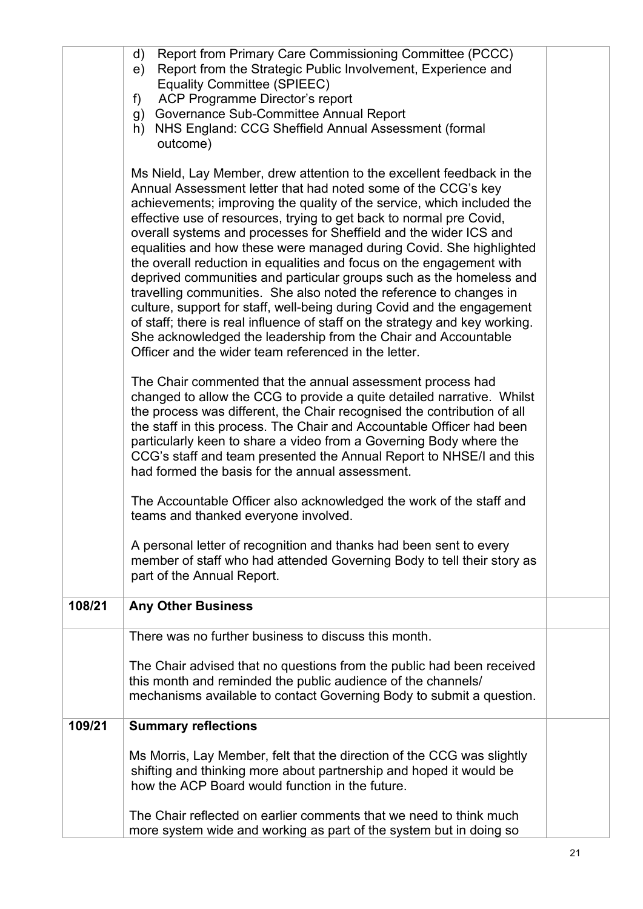| | | |
|---|---|---|
| | d) Report from Primary Care Commissioning Committee (PCCC)<br>e) Report from the Strategic Public Involvement, Experience and Equality Committee (SPIEEC)<br>f) ACP Programme Director's report<br>g) Governance Sub-Committee Annual Report<br>h) NHS England: CCG Sheffield Annual Assessment (formal outcome)<br><br>Ms Nield, Lay Member, drew attention to the excellent feedback in the Annual Assessment letter that had noted some of the CCG's key achievements; improving the quality of the service, which included the effective use of resources, trying to get back to normal pre Covid, overall systems and processes for Sheffield and the wider ICS and equalities and how these were managed during Covid. She highlighted the overall reduction in equalities and focus on the engagement with deprived communities and particular groups such as the homeless and travelling communities. She also noted the reference to changes in culture, support for staff, well-being during Covid and the engagement of staff; there is real influence of staff on the strategy and key working. She acknowledged the leadership from the Chair and Accountable Officer and the wider team referenced in the letter.<br><br>The Chair commented that the annual assessment process had changed to allow the CCG to provide a quite detailed narrative. Whilst the process was different, the Chair recognised the contribution of all the staff in this process. The Chair and Accountable Officer had been particularly keen to share a video from a Governing Body where the CCG's staff and team presented the Annual Report to NHSE/I and this had formed the basis for the annual assessment.<br><br>The Accountable Officer also acknowledged the work of the staff and teams and thanked everyone involved.<br><br>A personal letter of recognition and thanks had been sent to every member of staff who had attended Governing Body to tell their story as part of the Annual Report. | |
| **108/21** | **Any Other Business** | |
| | There was no further business to discuss this month.<br><br>The Chair advised that no questions from the public had been received this month and reminded the public audience of the channels/ mechanisms available to contact Governing Body to submit a question. | |
| **109/21** | **Summary reflections**<br><br>Ms Morris, Lay Member, felt that the direction of the CCG was slightly shifting and thinking more about partnership and hoped it would be how the ACP Board would function in the future.<br><br>The Chair reflected on earlier comments that we need to think much more system wide and working as part of the system but in doing so | |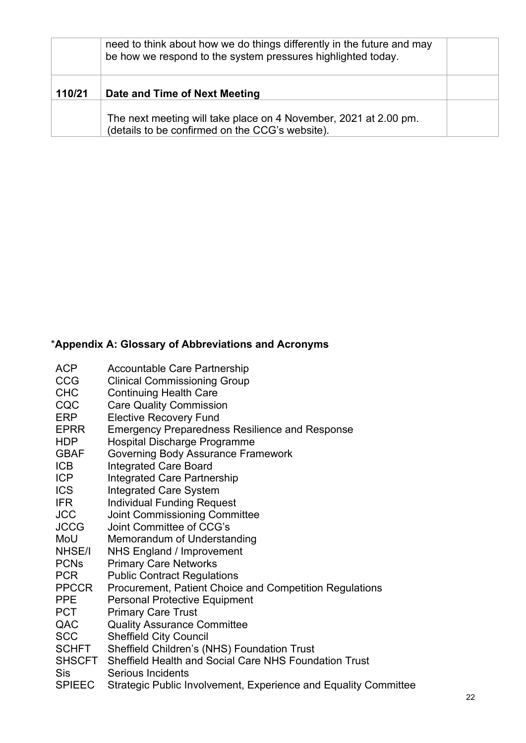|  | need to think about how we do things differently in the future and may be how we respond to the system pressures highlighted today. |  |
|---|---|---|
| **110/21** | **Date and Time of Next Meeting** |  |
|  | The next meeting will take place on 4 November, 2021 at 2.00 pm. (details to be confirmed on the CCG's website). |  |

## *Appendix A: Glossary of Abbreviations and Acronyms

| | |
|---|---|
| ACP | Accountable Care Partnership |
| CCG | Clinical Commissioning Group |
| CHC | Continuing Health Care |
| CQC | Care Quality Commission |
| ERP | Elective Recovery Fund |
| EPRR | Emergency Preparedness Resilience and Response |
| HDP | Hospital Discharge Programme |
| GBAF | Governing Body Assurance Framework |
| ICB | Integrated Care Board |
| ICP | Integrated Care Partnership |
| ICS | Integrated Care System |
| IFR | Individual Funding Request |
| JCC | Joint Commissioning Committee |
| JCCG | Joint Committee of CCG's |
| MoU | Memorandum of Understanding |
| NHSE/I | NHS England / Improvement |
| PCNs | Primary Care Networks |
| PCR | Public Contract Regulations |
| PPCCR | Procurement, Patient Choice and Competition Regulations |
| PPE | Personal Protective Equipment |
| PCT | Primary Care Trust |
| QAC | Quality Assurance Committee |
| SCC | Sheffield City Council |
| SCHFT | Sheffield Children's (NHS) Foundation Trust |
| SHSCFT | Sheffield Health and Social Care NHS Foundation Trust |
| Sis | Serious Incidents |
| SPIEEC | Strategic Public Involvement, Experience and Equality Committee |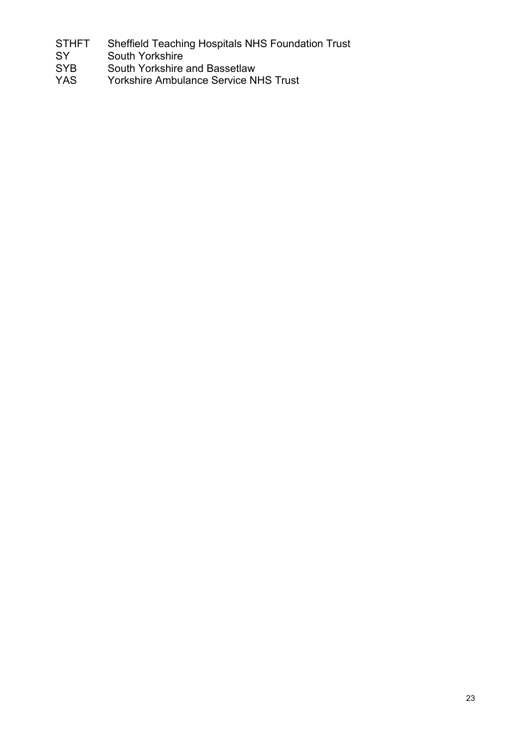| | |
|---|---|
| STHFT | Sheffield Teaching Hospitals NHS Foundation Trust |
| SY | South Yorkshire |
| SYB | South Yorkshire and Bassetlaw |
| YAS | Yorkshire Ambulance Service NHS Trust |